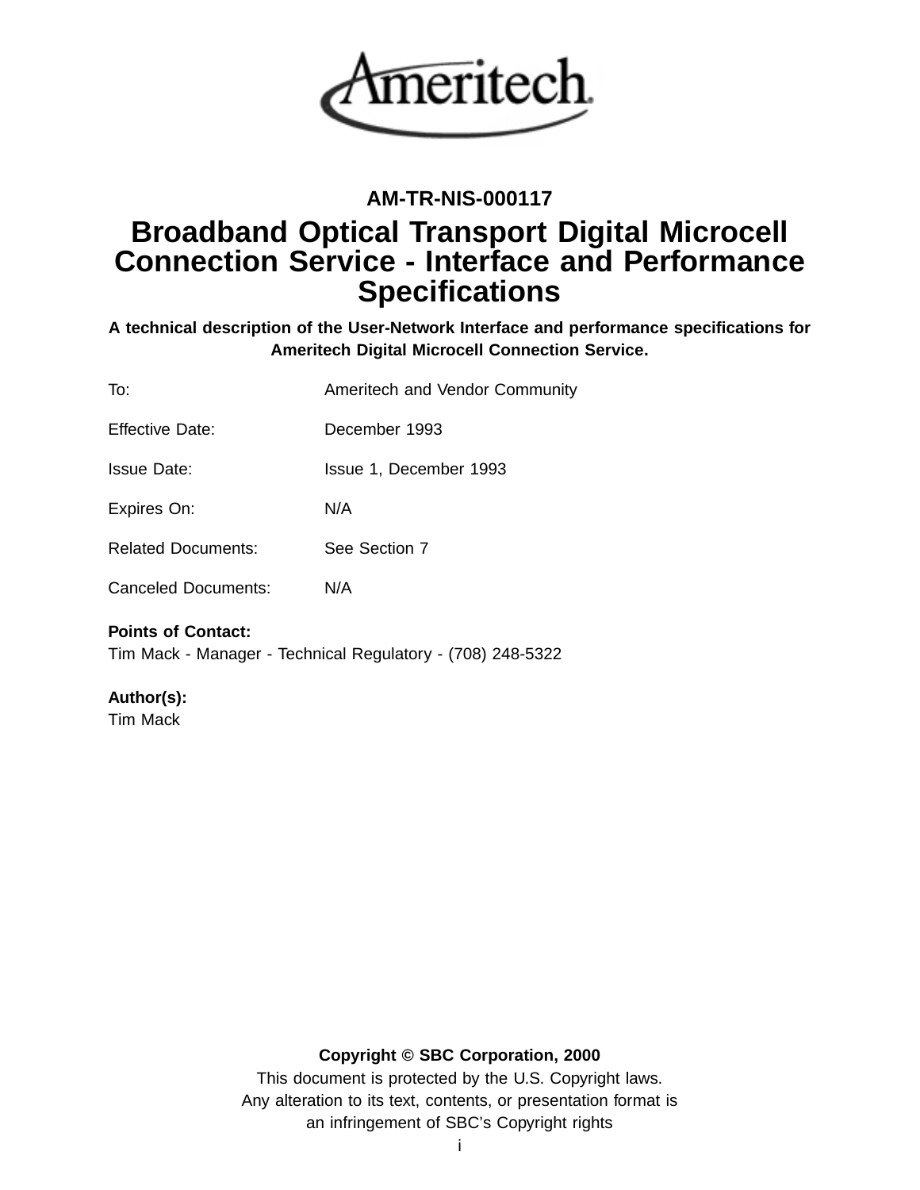# AM-TR-NIS-000117

# Broadband Optical Transport Digital Microcell Connection Service - Interface and Performance Specifications

**A technical description of the User-Network Interface and performance specifications for Ameritech Digital Microcell Connection Service.**

| | |
|---|---|
| To: | Ameritech and Vendor Community |
| Effective Date: | December 1993 |
| Issue Date: | Issue 1, December 1993 |
| Expires On: | N/A |
| Related Documents: | See Section 7 |
| Canceled Documents: | N/A |

**Points of Contact:**
Tim Mack - Manager - Technical Regulatory - (708) 248-5322

**Author(s):**
Tim Mack

**Copyright © SBC Corporation, 2000**

This document is protected by the U.S. Copyright laws.
Any alteration to its text, contents, or presentation format is an infringement of SBC's Copyright rights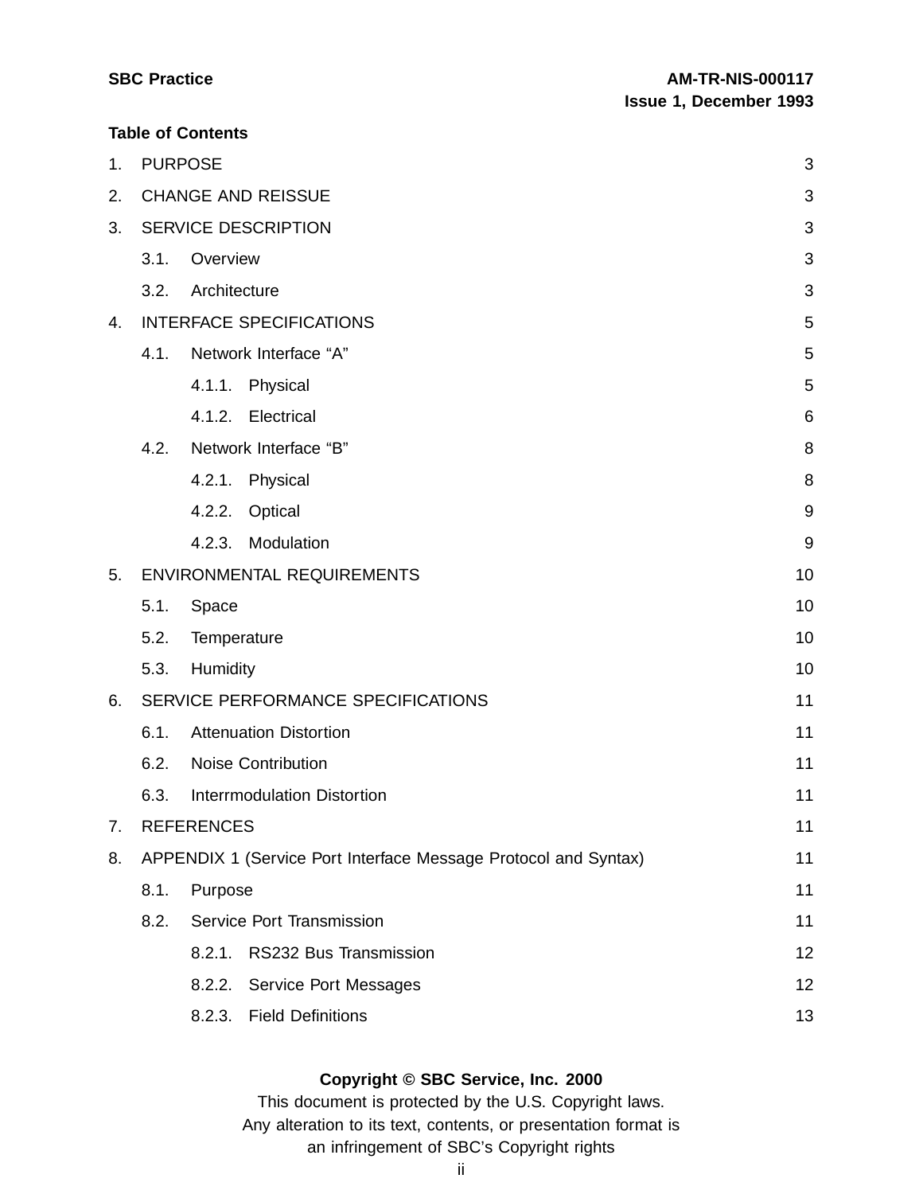**Table of Contents**

1. PURPOSE 3
2. CHANGE AND REISSUE 3
3. SERVICE DESCRIPTION 3
   - 3.1. Overview 3
   - 3.2. Architecture 3
4. INTERFACE SPECIFICATIONS 5
   - 4.1. Network Interface “A” 5
     - 4.1.1. Physical 5
     - 4.1.2. Electrical 6
   - 4.2. Network Interface “B” 8
     - 4.2.1. Physical 8
     - 4.2.2. Optical 9
     - 4.2.3. Modulation 9
5. ENVIRONMENTAL REQUIREMENTS 10
   - 5.1. Space 10
   - 5.2. Temperature 10
   - 5.3. Humidity 10
6. SERVICE PERFORMANCE SPECIFICATIONS 11
   - 6.1. Attenuation Distortion 11
   - 6.2. Noise Contribution 11
   - 6.3. Interrmodulation Distortion 11
7. REFERENCES 11
8. APPENDIX 1 (Service Port Interface Message Protocol and Syntax) 11
   - 8.1. Purpose 11
   - 8.2. Service Port Transmission 11
     - 8.2.1. RS232 Bus Transmission 12
     - 8.2.2. Service Port Messages 12
     - 8.2.3. Field Definitions 13

**Copyright © SBC Service, Inc. 2000**

This document is protected by the U.S. Copyright laws.
Any alteration to its text, contents, or presentation format is
an infringement of SBC’s Copyright rights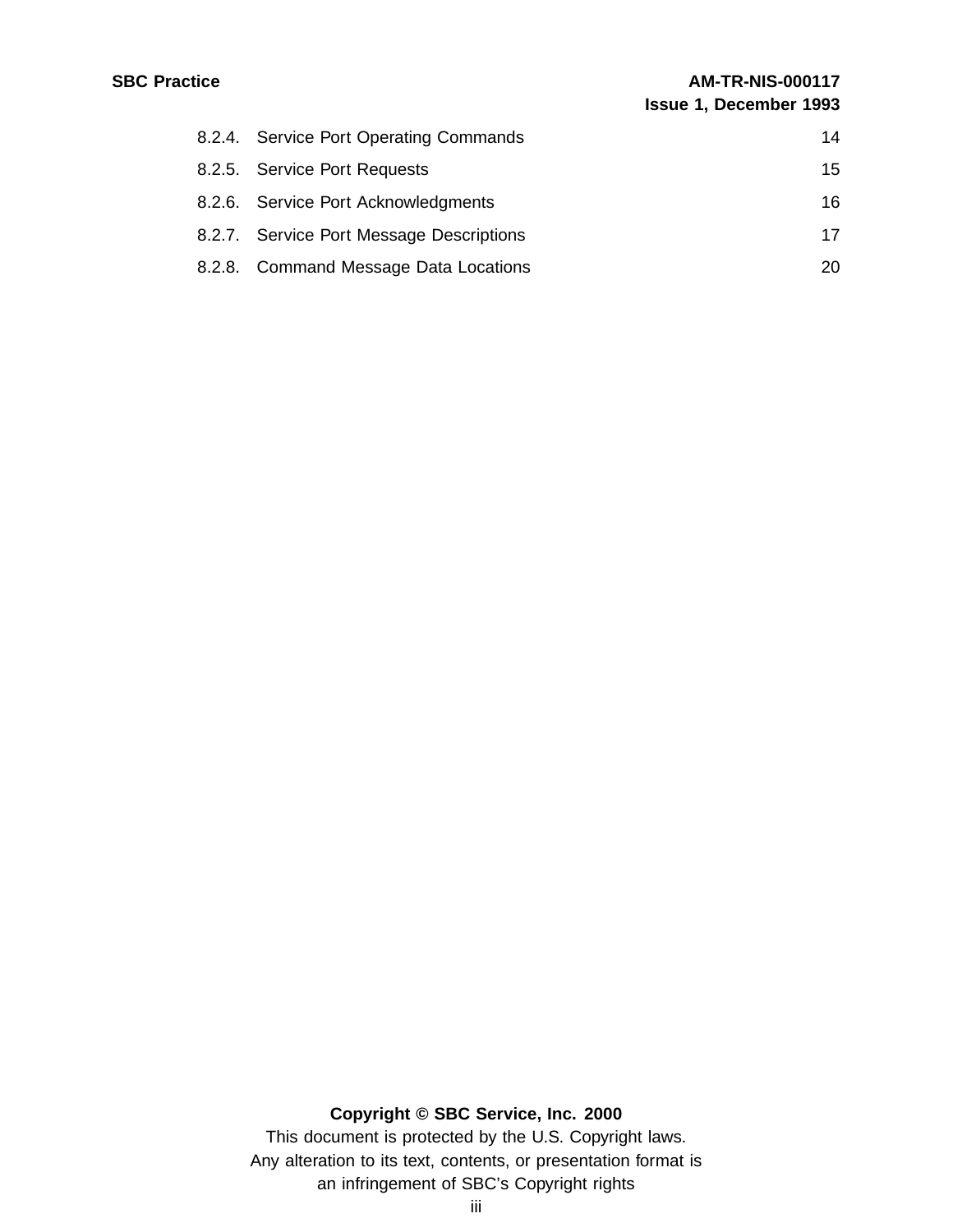8.2.4. Service Port Operating Commands 14

8.2.5. Service Port Requests 15

8.2.6. Service Port Acknowledgments 16

8.2.7. Service Port Message Descriptions 17

8.2.8. Command Message Data Locations 20

**Copyright © SBC Service, Inc. 2000**

This document is protected by the U.S. Copyright laws.
Any alteration to its text, contents, or presentation format is an infringement of SBC's Copyright rights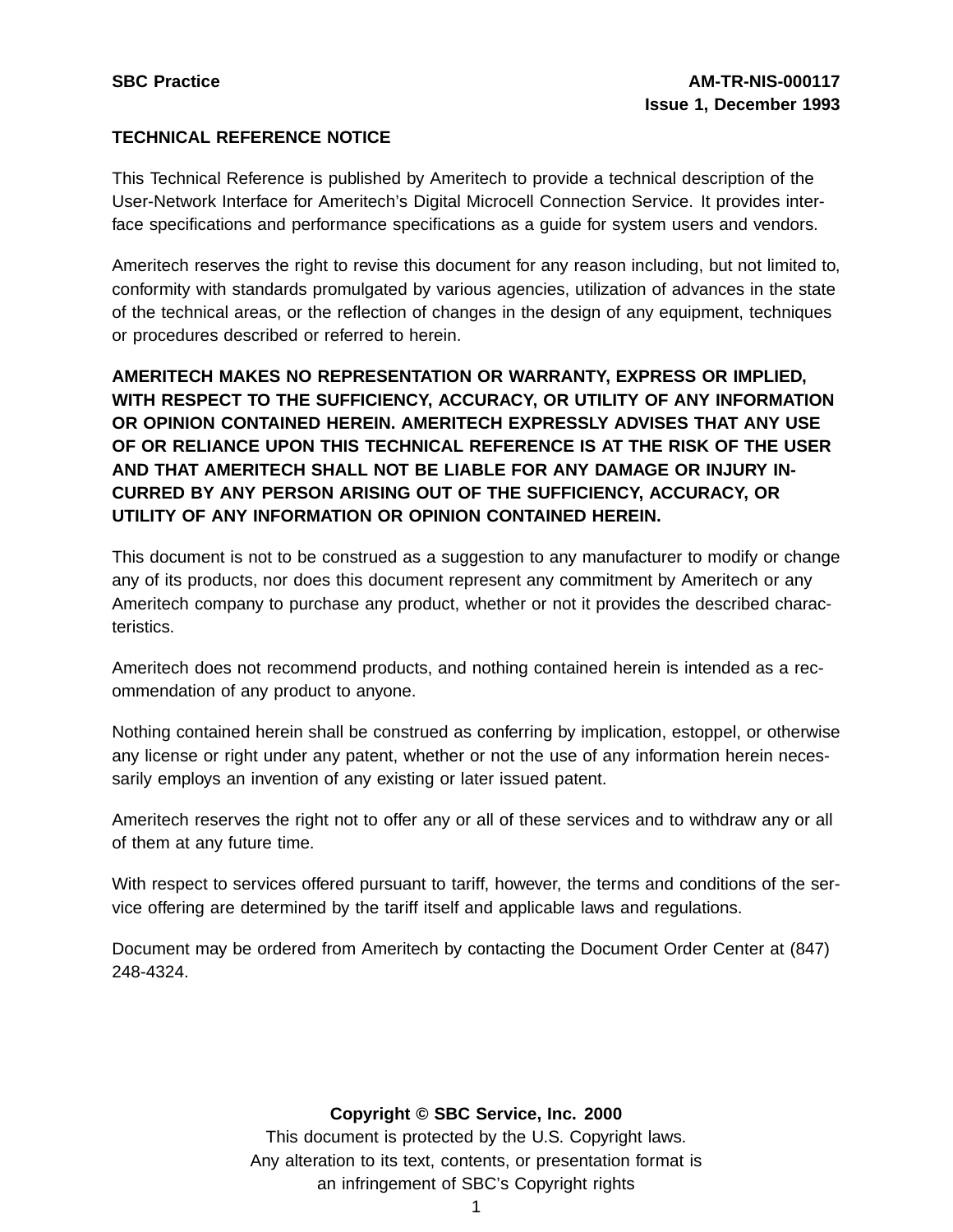**TECHNICAL REFERENCE NOTICE**

This Technical Reference is published by Ameritech to provide a technical description of the User-Network Interface for Ameritech's Digital Microcell Connection Service. It provides interface specifications and performance specifications as a guide for system users and vendors.

Ameritech reserves the right to revise this document for any reason including, but not limited to, conformity with standards promulgated by various agencies, utilization of advances in the state of the technical areas, or the reflection of changes in the design of any equipment, techniques or procedures described or referred to herein.

**AMERITECH MAKES NO REPRESENTATION OR WARRANTY, EXPRESS OR IMPLIED, WITH RESPECT TO THE SUFFICIENCY, ACCURACY, OR UTILITY OF ANY INFORMATION OR OPINION CONTAINED HEREIN. AMERITECH EXPRESSLY ADVISES THAT ANY USE OF OR RELIANCE UPON THIS TECHNICAL REFERENCE IS AT THE RISK OF THE USER AND THAT AMERITECH SHALL NOT BE LIABLE FOR ANY DAMAGE OR INJURY INCURRED BY ANY PERSON ARISING OUT OF THE SUFFICIENCY, ACCURACY, OR UTILITY OF ANY INFORMATION OR OPINION CONTAINED HEREIN.**

This document is not to be construed as a suggestion to any manufacturer to modify or change any of its products, nor does this document represent any commitment by Ameritech or any Ameritech company to purchase any product, whether or not it provides the described characteristics.

Ameritech does not recommend products, and nothing contained herein is intended as a recommendation of any product to anyone.

Nothing contained herein shall be construed as conferring by implication, estoppel, or otherwise any license or right under any patent, whether or not the use of any information herein necessarily employs an invention of any existing or later issued patent.

Ameritech reserves the right not to offer any or all of these services and to withdraw any or all of them at any future time.

With respect to services offered pursuant to tariff, however, the terms and conditions of the service offering are determined by the tariff itself and applicable laws and regulations.

Document may be ordered from Ameritech by contacting the Document Order Center at (847) 248-4324.

**Copyright © SBC Service, Inc. 2000**

This document is protected by the U.S. Copyright laws.
Any alteration to its text, contents, or presentation format is an infringement of SBC's Copyright rights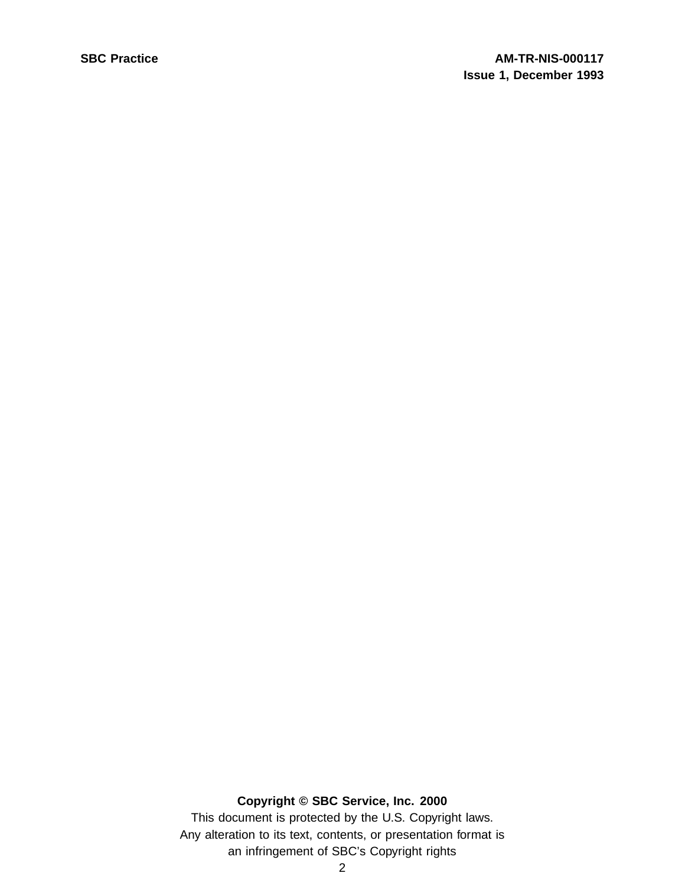**Copyright © SBC Service, Inc. 2000**

This document is protected by the U.S. Copyright laws.
Any alteration to its text, contents, or presentation format is an infringement of SBC's Copyright rights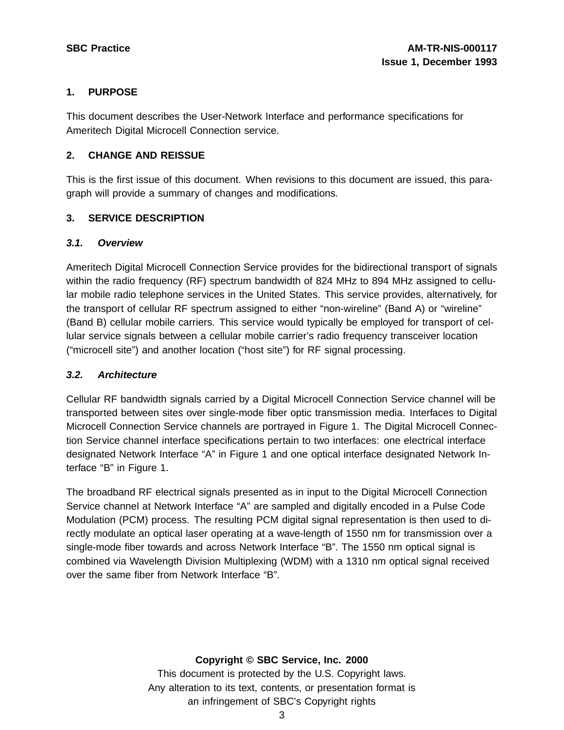## 1. PURPOSE

This document describes the User-Network Interface and performance specifications for Ameritech Digital Microcell Connection service.

## 2. CHANGE AND REISSUE

This is the first issue of this document. When revisions to this document are issued, this paragraph will provide a summary of changes and modifications.

## 3. SERVICE DESCRIPTION

### *3.1. Overview*

Ameritech Digital Microcell Connection Service provides for the bidirectional transport of signals within the radio frequency (RF) spectrum bandwidth of 824 MHz to 894 MHz assigned to cellular mobile radio telephone services in the United States. This service provides, alternatively, for the transport of cellular RF spectrum assigned to either "non-wireline" (Band A) or "wireline" (Band B) cellular mobile carriers. This service would typically be employed for transport of cellular service signals between a cellular mobile carrier's radio frequency transceiver location ("microcell site") and another location ("host site") for RF signal processing.

### *3.2. Architecture*

Cellular RF bandwidth signals carried by a Digital Microcell Connection Service channel will be transported between sites over single-mode fiber optic transmission media. Interfaces to Digital Microcell Connection Service channels are portrayed in Figure 1. The Digital Microcell Connection Service channel interface specifications pertain to two interfaces: one electrical interface designated Network Interface "A" in Figure 1 and one optical interface designated Network Interface "B" in Figure 1.

The broadband RF electrical signals presented as in input to the Digital Microcell Connection Service channel at Network Interface "A" are sampled and digitally encoded in a Pulse Code Modulation (PCM) process. The resulting PCM digital signal representation is then used to directly modulate an optical laser operating at a wave-length of 1550 nm for transmission over a single-mode fiber towards and across Network Interface "B". The 1550 nm optical signal is combined via Wavelength Division Multiplexing (WDM) with a 1310 nm optical signal received over the same fiber from Network Interface "B".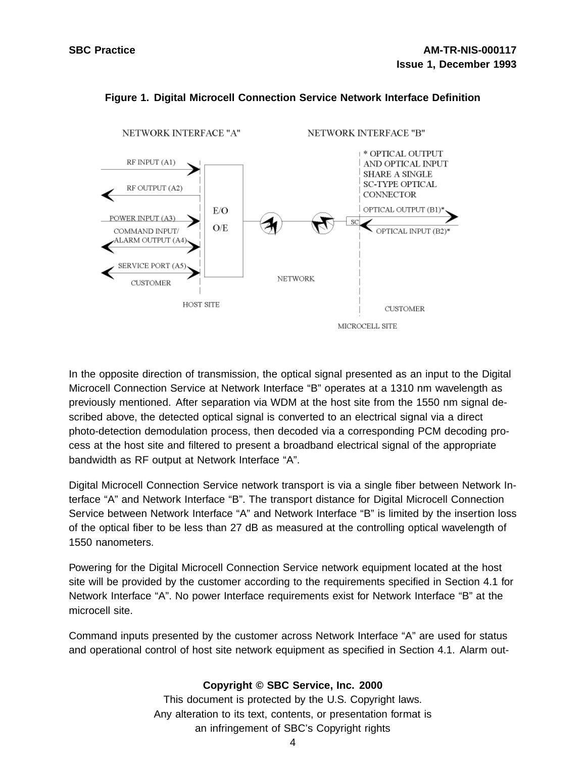**Figure 1. Digital Microcell Connection Service Network Interface Definition**

NETWORK INTERFACE "A"

NETWORK INTERFACE "B"

RF INPUT (A1)

RF OUTPUT (A2)

POWER INPUT (A3)

COMMAND INPUT/ ALARM OUTPUT (A4)

SERVICE PORT (A5)

CUSTOMER

HOST SITE

E/O

O/E

NETWORK

SC

* OPTICAL OUTPUT AND OPTICAL INPUT SHARE A SINGLE SC-TYPE OPTICAL CONNECTOR

OPTICAL OUTPUT (B1)*

OPTICAL INPUT (B2)*

CUSTOMER

MICROCELL SITE

In the opposite direction of transmission, the optical signal presented as an input to the Digital Microcell Connection Service at Network Interface “B” operates at a 1310 nm wavelength as previously mentioned. After separation via WDM at the host site from the 1550 nm signal described above, the detected optical signal is converted to an electrical signal via a direct photo-detection demodulation process, then decoded via a corresponding PCM decoding process at the host site and filtered to present a broadband electrical signal of the appropriate bandwidth as RF output at Network Interface “A”.

Digital Microcell Connection Service network transport is via a single fiber between Network Interface “A” and Network Interface “B”. The transport distance for Digital Microcell Connection Service between Network Interface “A” and Network Interface “B” is limited by the insertion loss of the optical fiber to be less than 27 dB as measured at the controlling optical wavelength of 1550 nanometers.

Powering for the Digital Microcell Connection Service network equipment located at the host site will be provided by the customer according to the requirements specified in Section 4.1 for Network Interface “A”. No power Interface requirements exist for Network Interface “B” at the microcell site.

Command inputs presented by the customer across Network Interface “A” are used for status and operational control of host site network equipment as specified in Section 4.1. Alarm out-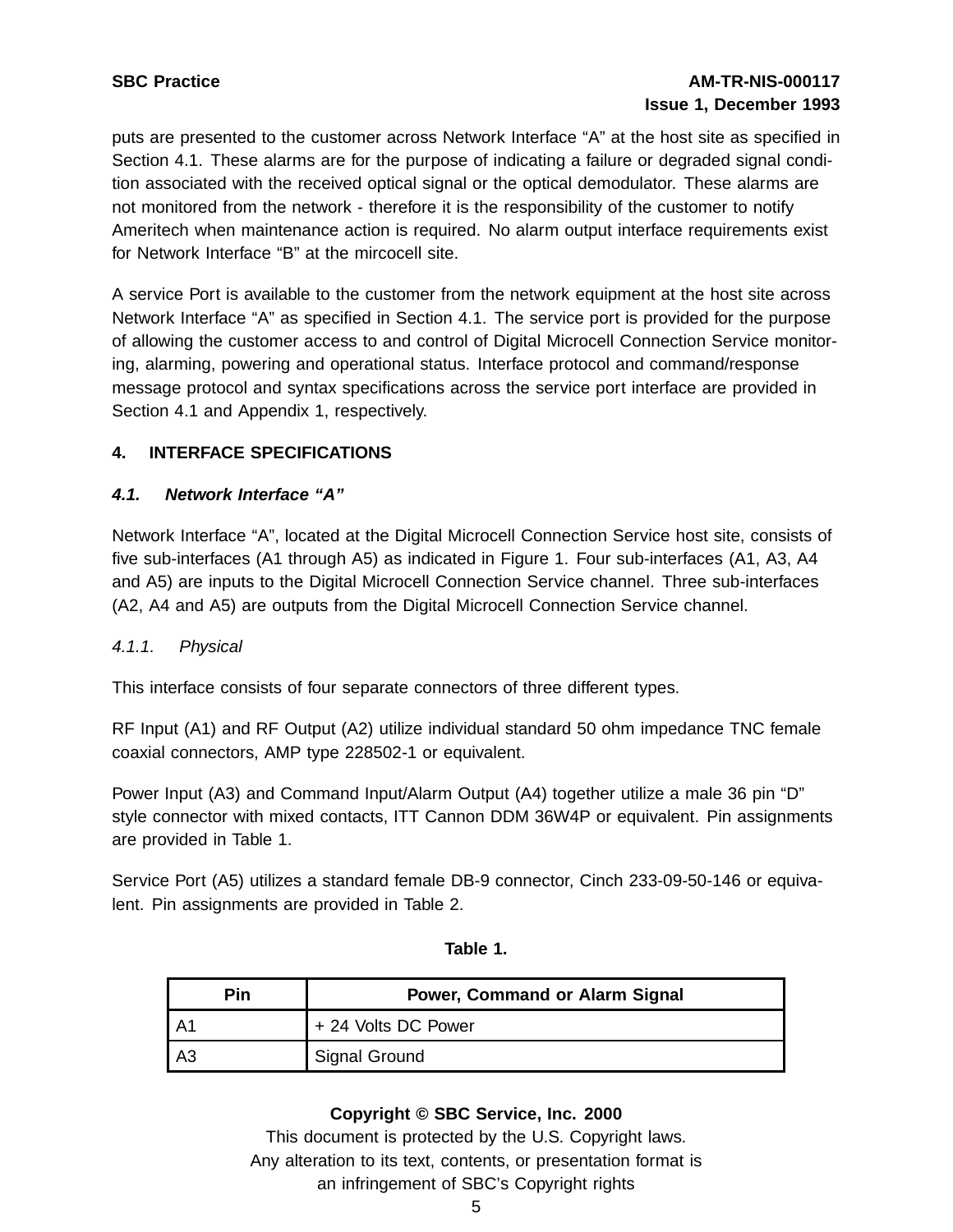puts are presented to the customer across Network Interface "A" at the host site as specified in Section 4.1. These alarms are for the purpose of indicating a failure or degraded signal condition associated with the received optical signal or the optical demodulator. These alarms are not monitored from the network - therefore it is the responsibility of the customer to notify Ameritech when maintenance action is required. No alarm output interface requirements exist for Network Interface "B" at the mircocell site.

A service Port is available to the customer from the network equipment at the host site across Network Interface "A" as specified in Section 4.1. The service port is provided for the purpose of allowing the customer access to and control of Digital Microcell Connection Service monitoring, alarming, powering and operational status. Interface protocol and command/response message protocol and syntax specifications across the service port interface are provided in Section 4.1 and Appendix 1, respectively.

## 4. INTERFACE SPECIFICATIONS

### *4.1. Network Interface "A"*

Network Interface "A", located at the Digital Microcell Connection Service host site, consists of five sub-interfaces (A1 through A5) as indicated in Figure 1. Four sub-interfaces (A1, A3, A4 and A5) are inputs to the Digital Microcell Connection Service channel. Three sub-interfaces (A2, A4 and A5) are outputs from the Digital Microcell Connection Service channel.

#### *4.1.1. Physical*

This interface consists of four separate connectors of three different types.

RF Input (A1) and RF Output (A2) utilize individual standard 50 ohm impedance TNC female coaxial connectors, AMP type 228502-1 or equivalent.

Power Input (A3) and Command Input/Alarm Output (A4) together utilize a male 36 pin "D" style connector with mixed contacts, ITT Cannon DDM 36W4P or equivalent. Pin assignments are provided in Table 1.

Service Port (A5) utilizes a standard female DB-9 connector, Cinch 233-09-50-146 or equivalent. Pin assignments are provided in Table 2.

**Table 1.**

| Pin | Power, Command or Alarm Signal |
|---|---|
| A1 | + 24 Volts DC Power |
| A3 | Signal Ground |

**Copyright © SBC Service, Inc. 2000**
This document is protected by the U.S. Copyright laws.
Any alteration to its text, contents, or presentation format is
an infringement of SBC's Copyright rights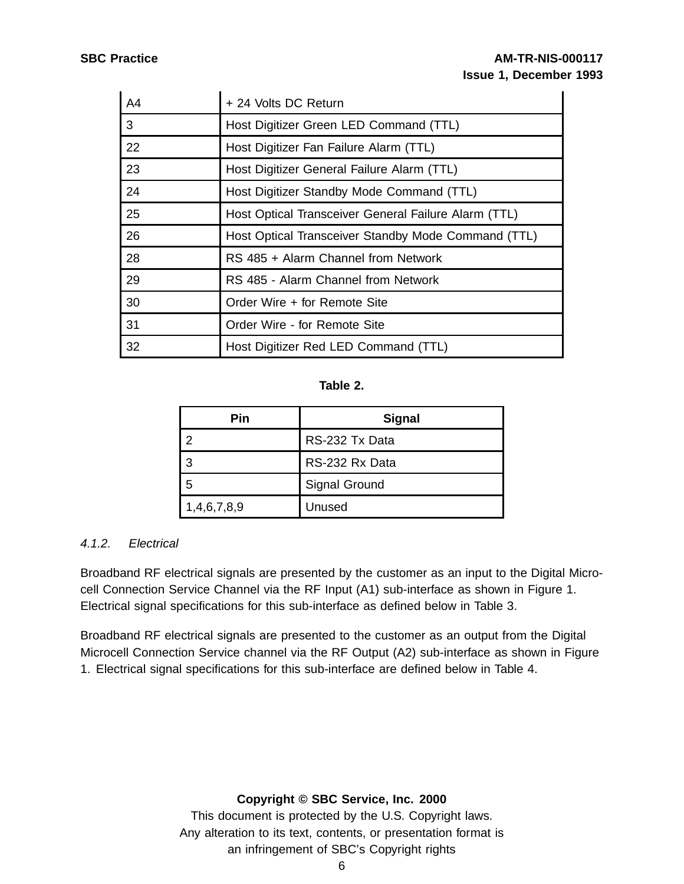| | |
|---|---|
| A4 | + 24 Volts DC Return |
| 3 | Host Digitizer Green LED Command (TTL) |
| 22 | Host Digitizer Fan Failure Alarm (TTL) |
| 23 | Host Digitizer General Failure Alarm (TTL) |
| 24 | Host Digitizer Standby Mode Command (TTL) |
| 25 | Host Optical Transceiver General Failure Alarm (TTL) |
| 26 | Host Optical Transceiver Standby Mode Command (TTL) |
| 28 | RS 485 + Alarm Channel from Network |
| 29 | RS 485 - Alarm Channel from Network |
| 30 | Order Wire + for Remote Site |
| 31 | Order Wire - for Remote Site |
| 32 | Host Digitizer Red LED Command (TTL) |

**Table 2.**

| Pin | Signal |
|---|---|
| 2 | RS-232 Tx Data |
| 3 | RS-232 Rx Data |
| 5 | Signal Ground |
| 1,4,6,7,8,9 | Unused |

*4.1.2. Electrical*

Broadband RF electrical signals are presented by the customer as an input to the Digital Microcell Connection Service Channel via the RF Input (A1) sub-interface as shown in Figure 1. Electrical signal specifications for this sub-interface as defined below in Table 3.

Broadband RF electrical signals are presented to the customer as an output from the Digital Microcell Connection Service channel via the RF Output (A2) sub-interface as shown in Figure 1. Electrical signal specifications for this sub-interface are defined below in Table 4.

**Copyright © SBC Service, Inc. 2000**

This document is protected by the U.S. Copyright laws.
Any alteration to its text, contents, or presentation format is
an infringement of SBC's Copyright rights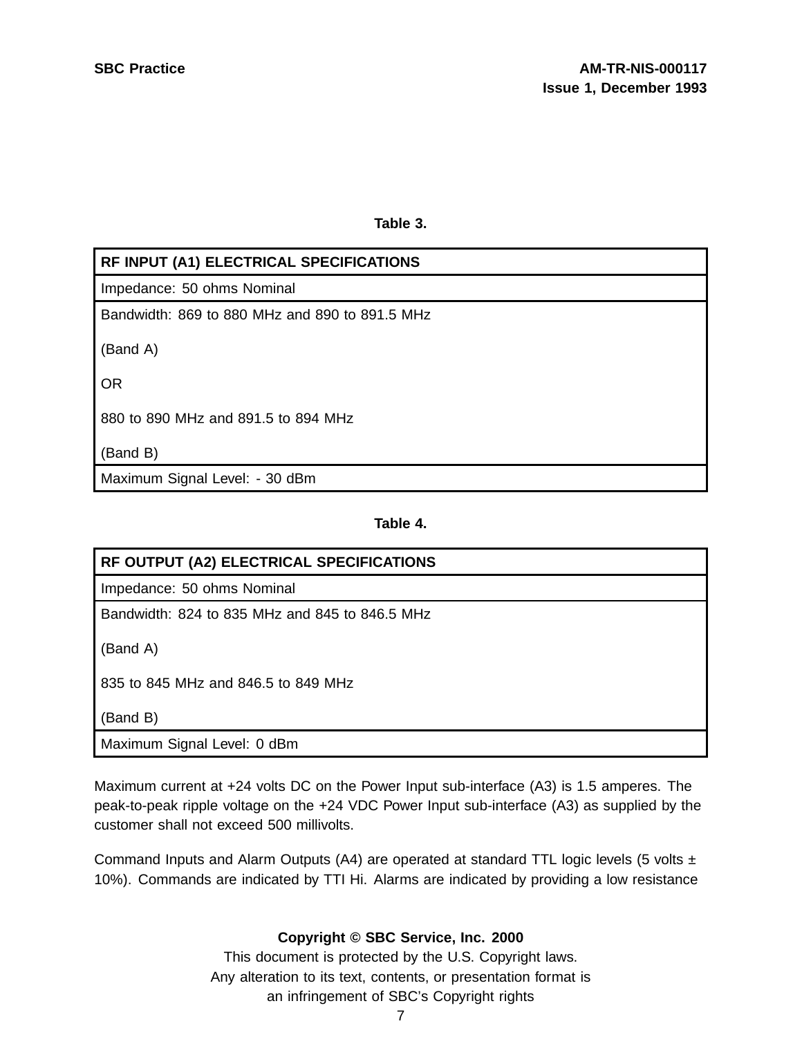**Table 3.**

| RF INPUT (A1) ELECTRICAL SPECIFICATIONS |
| --- |
| Impedance: 50 ohms Nominal |
| Bandwidth: 869 to 880 MHz and 890 to 891.5 MHz<br><br>(Band A)<br><br>OR<br><br>880 to 890 MHz and 891.5 to 894 MHz<br><br>(Band B) |
| Maximum Signal Level: - 30 dBm |

**Table 4.**

| RF OUTPUT (A2) ELECTRICAL SPECIFICATIONS |
| --- |
| Impedance: 50 ohms Nominal |
| Bandwidth: 824 to 835 MHz and 845 to 846.5 MHz<br><br>(Band A)<br><br>835 to 845 MHz and 846.5 to 849 MHz<br><br>(Band B) |
| Maximum Signal Level: 0 dBm |

Maximum current at +24 volts DC on the Power Input sub-interface (A3) is 1.5 amperes. The peak-to-peak ripple voltage on the +24 VDC Power Input sub-interface (A3) as supplied by the customer shall not exceed 500 millivolts.

Command Inputs and Alarm Outputs (A4) are operated at standard TTL logic levels (5 volts ± 10%). Commands are indicated by TTI Hi. Alarms are indicated by providing a low resistance

**Copyright © SBC Service, Inc. 2000**
This document is protected by the U.S. Copyright laws.
Any alteration to its text, contents, or presentation format is
an infringement of SBC's Copyright rights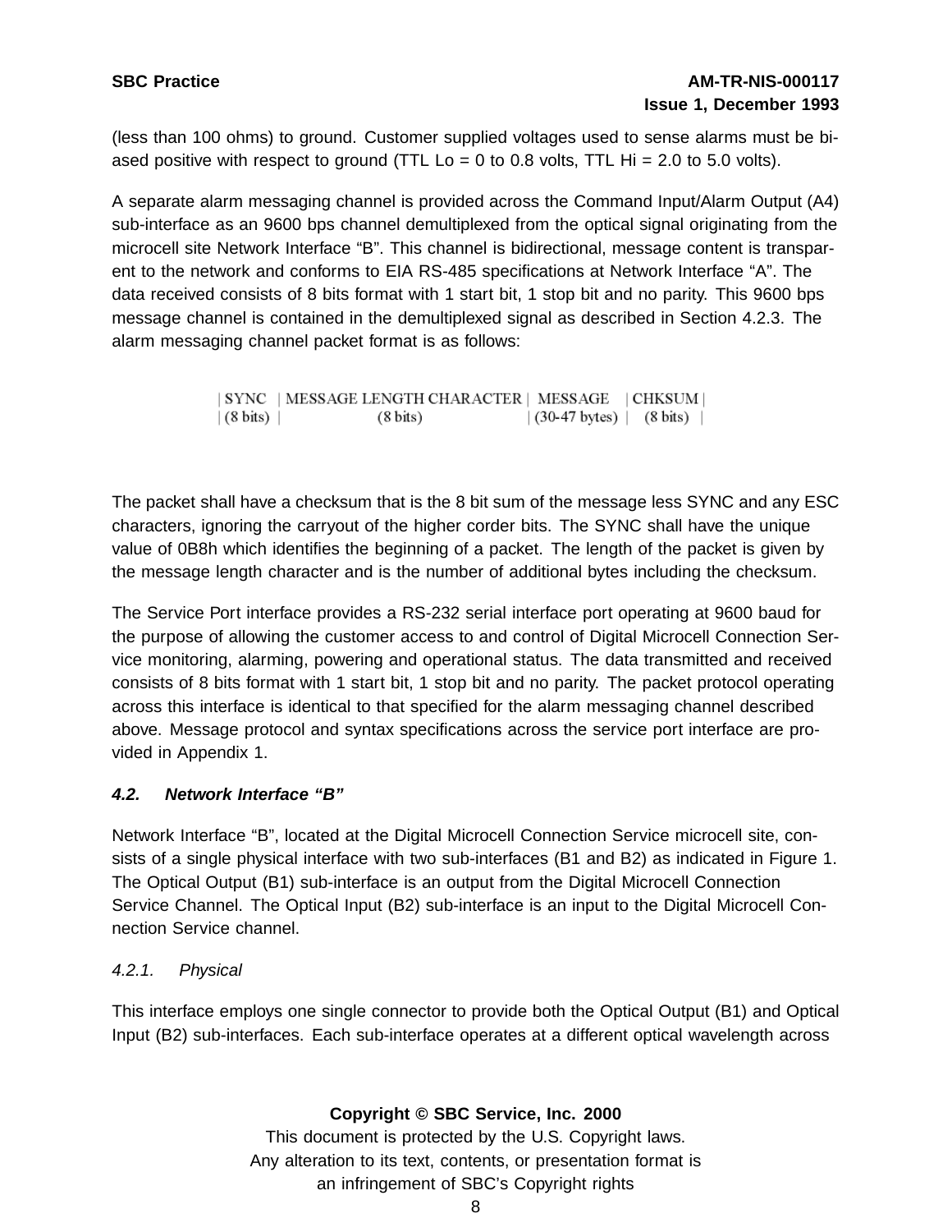(less than 100 ohms) to ground. Customer supplied voltages used to sense alarms must be biased positive with respect to ground (TTL Lo = 0 to 0.8 volts, TTL Hi = 2.0 to 5.0 volts).

A separate alarm messaging channel is provided across the Command Input/Alarm Output (A4) sub-interface as an 9600 bps channel demultiplexed from the optical signal originating from the microcell site Network Interface "B". This channel is bidirectional, message content is transparent to the network and conforms to EIA RS-485 specifications at Network Interface "A". The data received consists of 8 bits format with 1 start bit, 1 stop bit and no parity. This 9600 bps message channel is contained in the demultiplexed signal as described in Section 4.2.3. The alarm messaging channel packet format is as follows:

| SYNC | MESSAGE LENGTH CHARACTER | MESSAGE | CHKSUM |
|---|---|---|---|
| (8 bits) | (8 bits) | (30-47 bytes) | (8 bits) |

The packet shall have a checksum that is the 8 bit sum of the message less SYNC and any ESC characters, ignoring the carryout of the higher corder bits. The SYNC shall have the unique value of 0B8h which identifies the beginning of a packet. The length of the packet is given by the message length character and is the number of additional bytes including the checksum.

The Service Port interface provides a RS-232 serial interface port operating at 9600 baud for the purpose of allowing the customer access to and control of Digital Microcell Connection Service monitoring, alarming, powering and operational status. The data transmitted and received consists of 8 bits format with 1 start bit, 1 stop bit and no parity. The packet protocol operating across this interface is identical to that specified for the alarm messaging channel described above. Message protocol and syntax specifications across the service port interface are provided in Appendix 1.

## 4.2. Network Interface "B"

Network Interface "B", located at the Digital Microcell Connection Service microcell site, consists of a single physical interface with two sub-interfaces (B1 and B2) as indicated in Figure 1. The Optical Output (B1) sub-interface is an output from the Digital Microcell Connection Service Channel. The Optical Input (B2) sub-interface is an input to the Digital Microcell Connection Service channel.

### 4.2.1. Physical

This interface employs one single connector to provide both the Optical Output (B1) and Optical Input (B2) sub-interfaces. Each sub-interface operates at a different optical wavelength across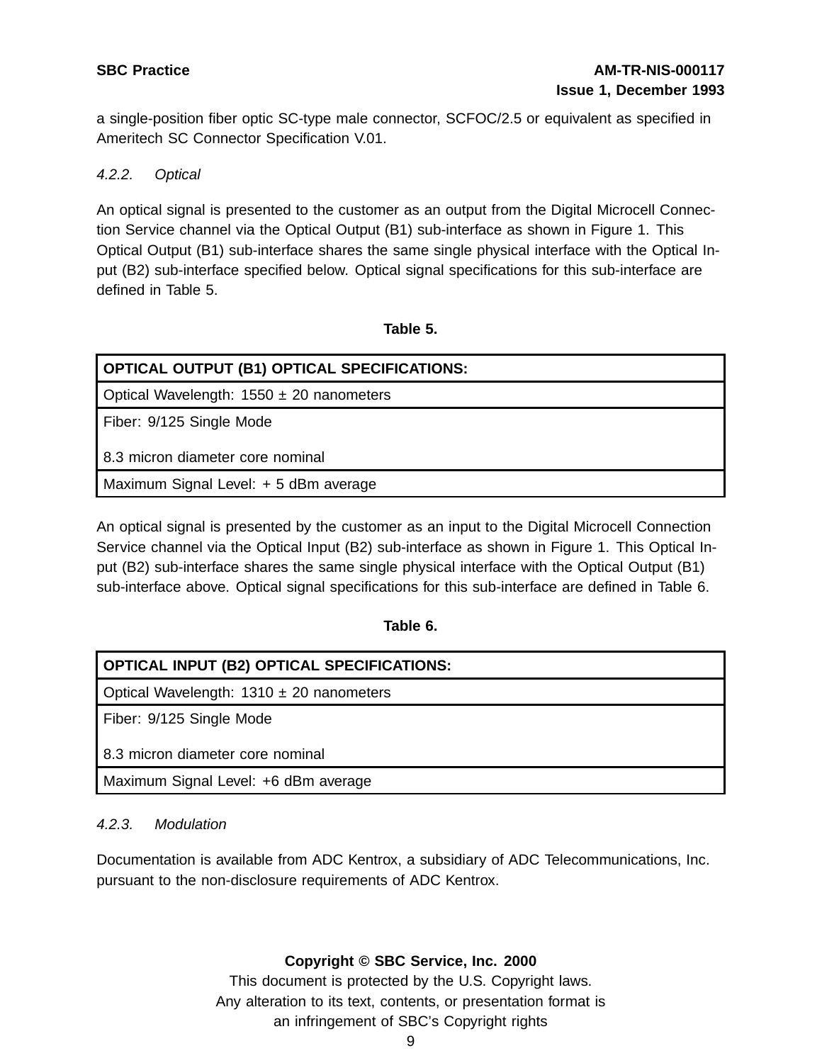a single-position fiber optic SC-type male connector, SCFOC/2.5 or equivalent as specified in Ameritech SC Connector Specification V.01.

#### *4.2.2. Optical*

An optical signal is presented to the customer as an output from the Digital Microcell Connection Service channel via the Optical Output (B1) sub-interface as shown in Figure 1. This Optical Output (B1) sub-interface shares the same single physical interface with the Optical Input (B2) sub-interface specified below. Optical signal specifications for this sub-interface are defined in Table 5.

**Table 5.**

| **OPTICAL OUTPUT (B1) OPTICAL SPECIFICATIONS:** |
|---|
| Optical Wavelength: 1550 ± 20 nanometers |
| Fiber: 9/125 Single Mode<br><br>8.3 micron diameter core nominal |
| Maximum Signal Level: + 5 dBm average |

An optical signal is presented by the customer as an input to the Digital Microcell Connection Service channel via the Optical Input (B2) sub-interface as shown in Figure 1. This Optical Input (B2) sub-interface shares the same single physical interface with the Optical Output (B1) sub-interface above. Optical signal specifications for this sub-interface are defined in Table 6.

**Table 6.**

| **OPTICAL INPUT (B2) OPTICAL SPECIFICATIONS:** |
|---|
| Optical Wavelength: 1310 ± 20 nanometers |
| Fiber: 9/125 Single Mode<br><br>8.3 micron diameter core nominal |
| Maximum Signal Level: +6 dBm average |

#### *4.2.3. Modulation*

Documentation is available from ADC Kentrox, a subsidiary of ADC Telecommunications, Inc. pursuant to the non-disclosure requirements of ADC Kentrox.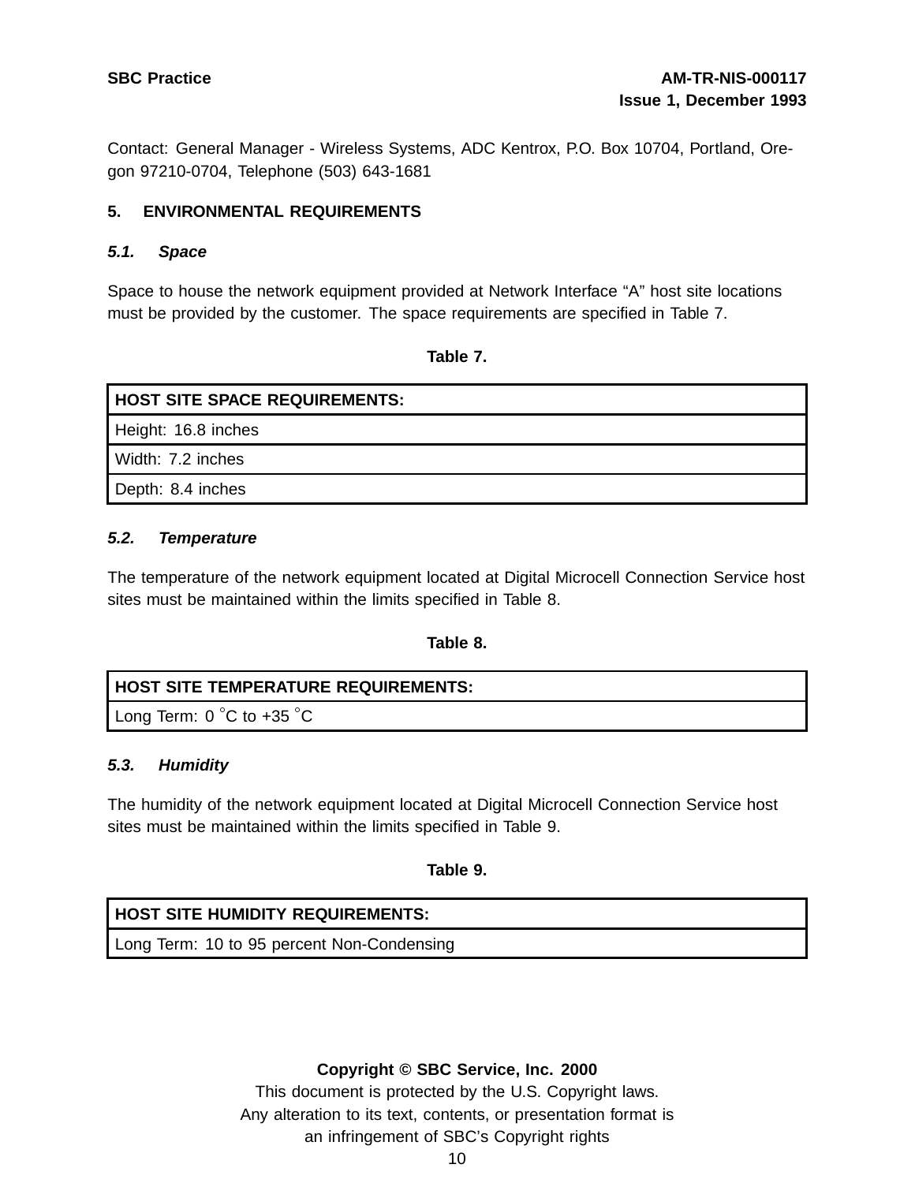Contact: General Manager - Wireless Systems, ADC Kentrox, P.O. Box 10704, Portland, Oregon 97210-0704, Telephone (503) 643-1681

## 5. ENVIRONMENTAL REQUIREMENTS

### *5.1. Space*

Space to house the network equipment provided at Network Interface "A" host site locations must be provided by the customer. The space requirements are specified in Table 7.

**Table 7.**

| **HOST SITE SPACE REQUIREMENTS:** |
|---|
| Height: 16.8 inches |
| Width: 7.2 inches |
| Depth: 8.4 inches |

### *5.2. Temperature*

The temperature of the network equipment located at Digital Microcell Connection Service host sites must be maintained within the limits specified in Table 8.

**Table 8.**

| **HOST SITE TEMPERATURE REQUIREMENTS:** |
|---|
| Long Term: 0 °C to +35 °C |

### *5.3. Humidity*

The humidity of the network equipment located at Digital Microcell Connection Service host sites must be maintained within the limits specified in Table 9.

**Table 9.**

| **HOST SITE HUMIDITY REQUIREMENTS:** |
|---|
| Long Term: 10 to 95 percent Non-Condensing |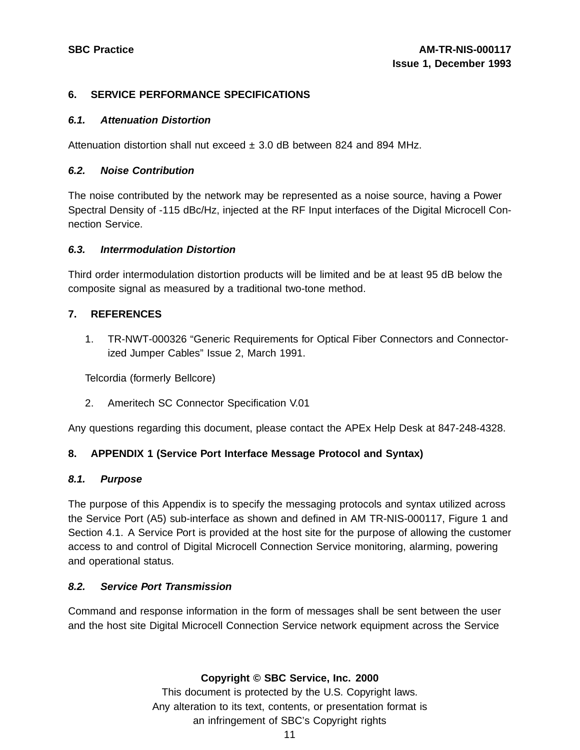## 6. SERVICE PERFORMANCE SPECIFICATIONS

### *6.1. Attenuation Distortion*

Attenuation distortion shall nut exceed ± 3.0 dB between 824 and 894 MHz.

### *6.2. Noise Contribution*

The noise contributed by the network may be represented as a noise source, having a Power Spectral Density of -115 dBc/Hz, injected at the RF Input interfaces of the Digital Microcell Connection Service.

### *6.3. Interrmodulation Distortion*

Third order intermodulation distortion products will be limited and be at least 95 dB below the composite signal as measured by a traditional two-tone method.

## 7. REFERENCES

1. TR-NWT-000326 "Generic Requirements for Optical Fiber Connectors and Connectorized Jumper Cables" Issue 2, March 1991.

   Telcordia (formerly Bellcore)

2. Ameritech SC Connector Specification V.01

Any questions regarding this document, please contact the APEx Help Desk at 847-248-4328.

## 8. APPENDIX 1 (Service Port Interface Message Protocol and Syntax)

### *8.1. Purpose*

The purpose of this Appendix is to specify the messaging protocols and syntax utilized across the Service Port (A5) sub-interface as shown and defined in AM TR-NIS-000117, Figure 1 and Section 4.1. A Service Port is provided at the host site for the purpose of allowing the customer access to and control of Digital Microcell Connection Service monitoring, alarming, powering and operational status.

### *8.2. Service Port Transmission*

Command and response information in the form of messages shall be sent between the user and the host site Digital Microcell Connection Service network equipment across the Service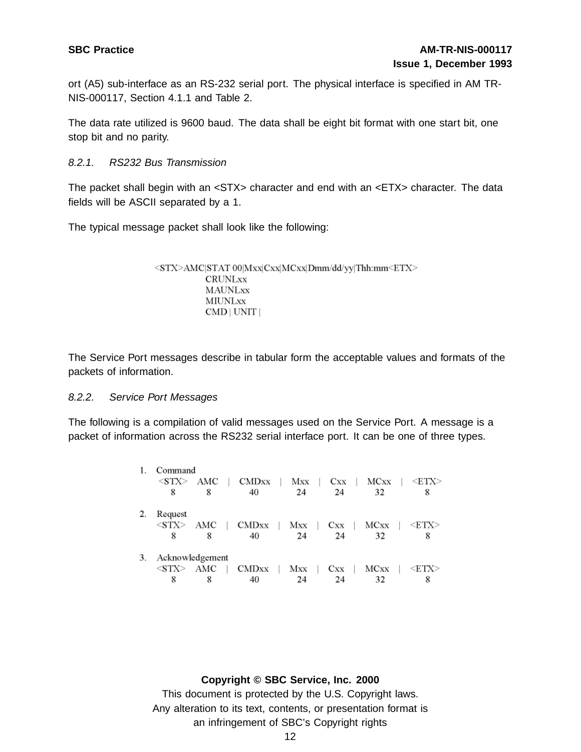ort (A5) sub-interface as an RS-232 serial port. The physical interface is specified in AM TR-NIS-000117, Section 4.1.1 and Table 2.

The data rate utilized is 9600 baud. The data shall be eight bit format with one start bit, one stop bit and no parity.

*8.2.1. RS232 Bus Transmission*

The packet shall begin with an <STX> character and end with an <ETX> character. The data fields will be ASCII separated by a 1.

The typical message packet shall look like the following:

```
<STX>AMC|STAT 00|Mxx|Cxx|MCxx|Dmm/dd/yy|Thh:mm<ETX>
         CRUNLxx
         MAUNLxx
         MIUNLxx
         CMD | UNIT |
```

The Service Port messages describe in tabular form the acceptable values and formats of the packets of information.

*8.2.2. Service Port Messages*

The following is a compilation of valid messages used on the Service Port. A message is a packet of information across the RS232 serial interface port. It can be one of three types.

1. Command

| <STX> | AMC | \| | CMDxx | \| | Mxx | \| | Cxx | \| | MCxx | \| | <ETX> |
|---|---|---|---|---|---|---|---|---|---|---|---|
| 8 | 8 | | 40 | | 24 | | 24 | | 32 | | 8 |

2. Request

| <STX> | AMC | \| | CMDxx | \| | Mxx | \| | Cxx | \| | MCxx | \| | <ETX> |
|---|---|---|---|---|---|---|---|---|---|---|---|
| 8 | 8 | | 40 | | 24 | | 24 | | 32 | | 8 |

3. Acknowledgement

| <STX> | AMC | \| | CMDxx | \| | Mxx | \| | Cxx | \| | MCxx | \| | <ETX> |
|---|---|---|---|---|---|---|---|---|---|---|---|
| 8 | 8 | | 40 | | 24 | | 24 | | 32 | | 8 |

**Copyright © SBC Service, Inc. 2000**

This document is protected by the U.S. Copyright laws.
Any alteration to its text, contents, or presentation format is an infringement of SBC's Copyright rights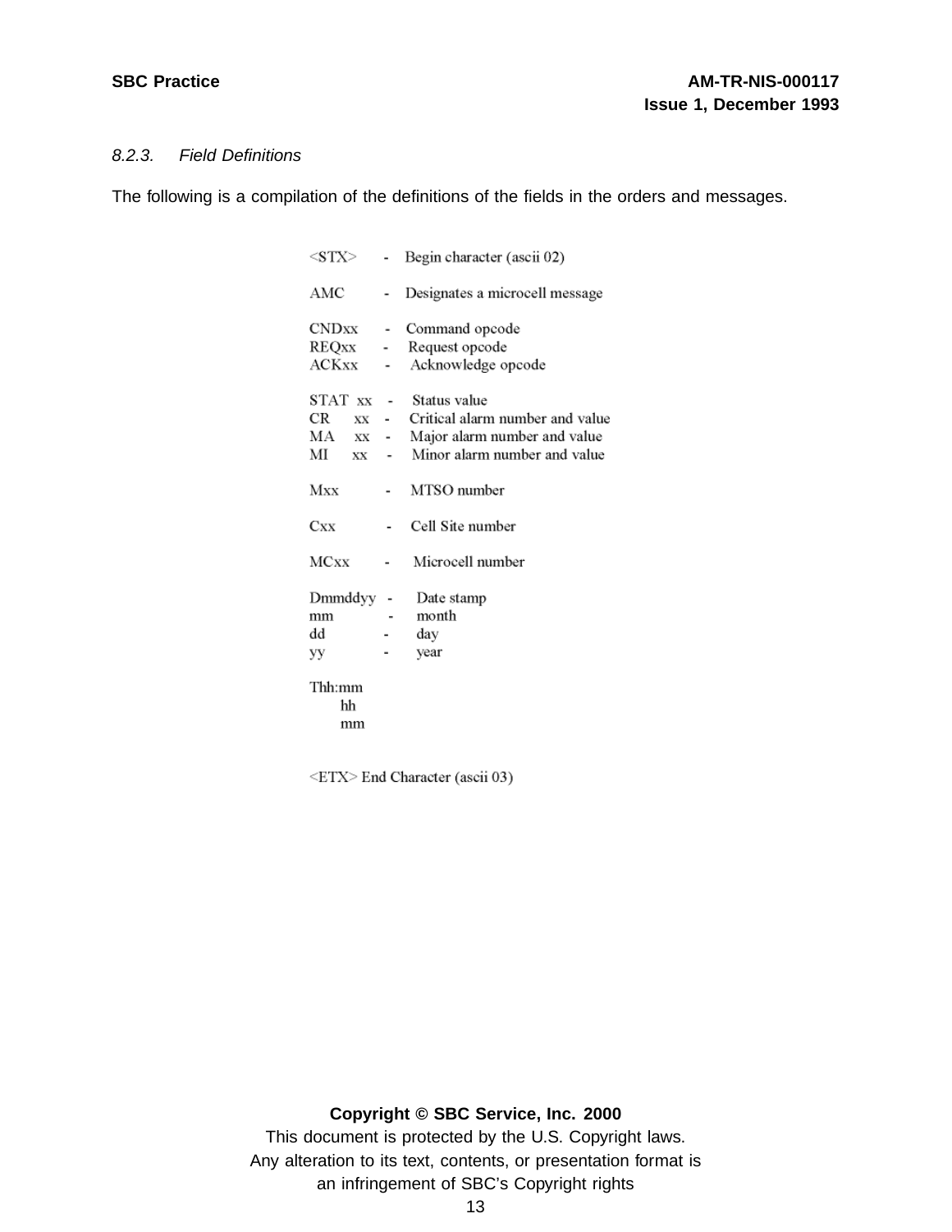*8.2.3. Field Definitions*

The following is a compilation of the definitions of the fields in the orders and messages.

<STX> - Begin character (ascii 02)

AMC - Designates a microcell message

CNDxx - Command opcode
REQxx - Request opcode
ACKxx - Acknowledge opcode

STAT xx - Status value
CR xx - Critical alarm number and value
MA xx - Major alarm number and value
MI xx - Minor alarm number and value

Mxx - MTSO number

Cxx - Cell Site number

MCxx - Microcell number

Dmmddyy - Date stamp
mm - month
dd - day
yy - year

Thh:mm
hh
mm

<ETX> End Character (ascii 03)

**Copyright © SBC Service, Inc. 2000**

This document is protected by the U.S. Copyright laws.
Any alteration to its text, contents, or presentation format is an infringement of SBC's Copyright rights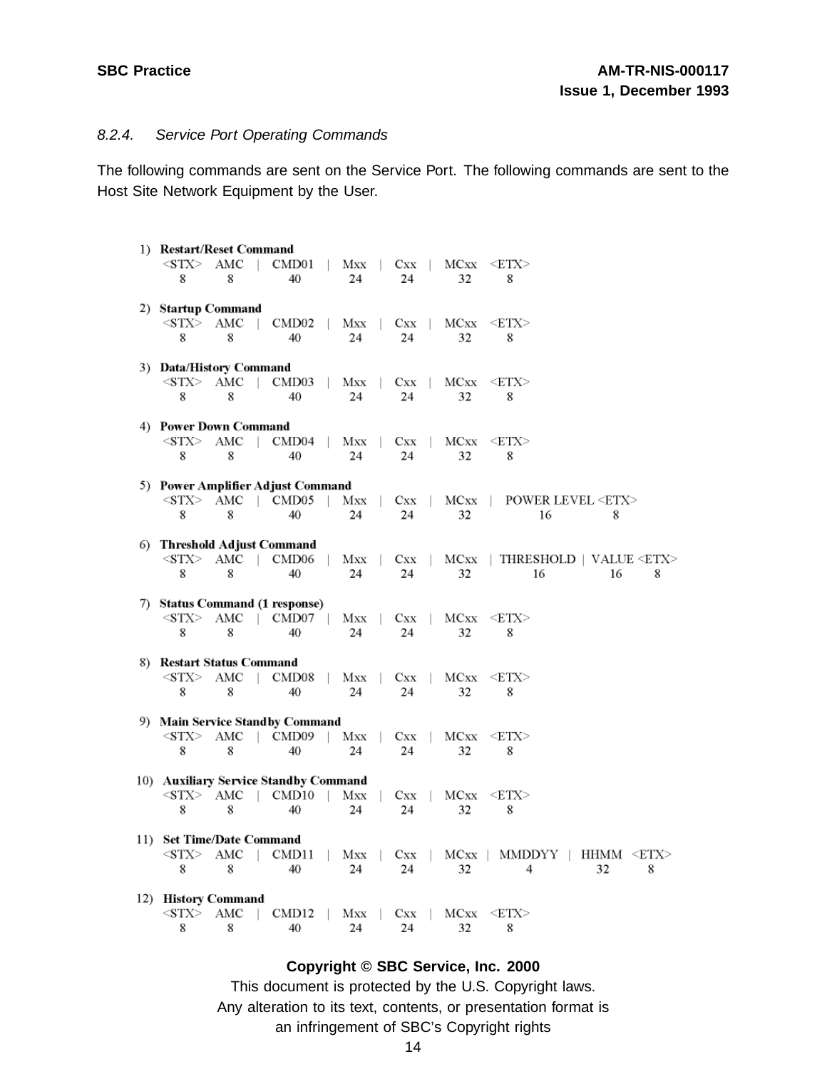*8.2.4. Service Port Operating Commands*

The following commands are sent on the Service Port. The following commands are sent to the Host Site Network Equipment by the User.

1) **Restart/Reset Command**

```
<STX>  AMC  |  CMD01  |  Mxx  |  Cxx  |  MCxx  <ETX>
  8     8       40       24      24      32      8
```

2) **Startup Command**

```
<STX>  AMC  |  CMD02  |  Mxx  |  Cxx  |  MCxx  <ETX>
  8     8       40       24      24      32      8
```

3) **Data/History Command**

```
<STX>  AMC  |  CMD03  |  Mxx  |  Cxx  |  MCxx  <ETX>
  8     8       40       24      24      32      8
```

4) **Power Down Command**

```
<STX>  AMC  |  CMD04  |  Mxx  |  Cxx  |  MCxx  <ETX>
  8     8       40       24      24      32      8
```

5) **Power Amplifier Adjust Command**

```
<STX>  AMC  |  CMD05  |  Mxx  |  Cxx  |  MCxx  |  POWER LEVEL <ETX>
  8     8       40       24      24      32           16        8
```

6) **Threshold Adjust Command**

```
<STX>  AMC  |  CMD06  |  Mxx  |  Cxx  |  MCxx  | THRESHOLD | VALUE <ETX>
  8     8       40       24      24      32         16         16     8
```

7) **Status Command (1 response)**

```
<STX>  AMC  |  CMD07  |  Mxx  |  Cxx  |  MCxx  <ETX>
  8     8       40       24      24      32      8
```

8) **Restart Status Command**

```
<STX>  AMC  |  CMD08  |  Mxx  |  Cxx  |  MCxx  <ETX>
  8     8       40       24      24      32      8
```

9) **Main Service Standby Command**

```
<STX>  AMC  |  CMD09  |  Mxx  |  Cxx  |  MCxx  <ETX>
  8     8       40       24      24      32      8
```

10) **Auxiliary Service Standby Command**

```
<STX>  AMC  |  CMD10  |  Mxx  |  Cxx  |  MCxx  <ETX>
  8     8       40       24      24      32      8
```

11) **Set Time/Date Command**

```
<STX>  AMC  |  CMD11  |  Mxx  |  Cxx  |  MCxx  |  MMDDYY  |  HHMM  <ETX>
  8     8       40       24      24      32         4         32      8
```

12) **History Command**

```
<STX>  AMC  |  CMD12  |  Mxx  |  Cxx  |  MCxx  <ETX>
  8     8       40       24      24      32      8
```

**Copyright © SBC Service, Inc. 2000**

This document is protected by the U.S. Copyright laws.
Any alteration to its text, contents, or presentation format is an infringement of SBC's Copyright rights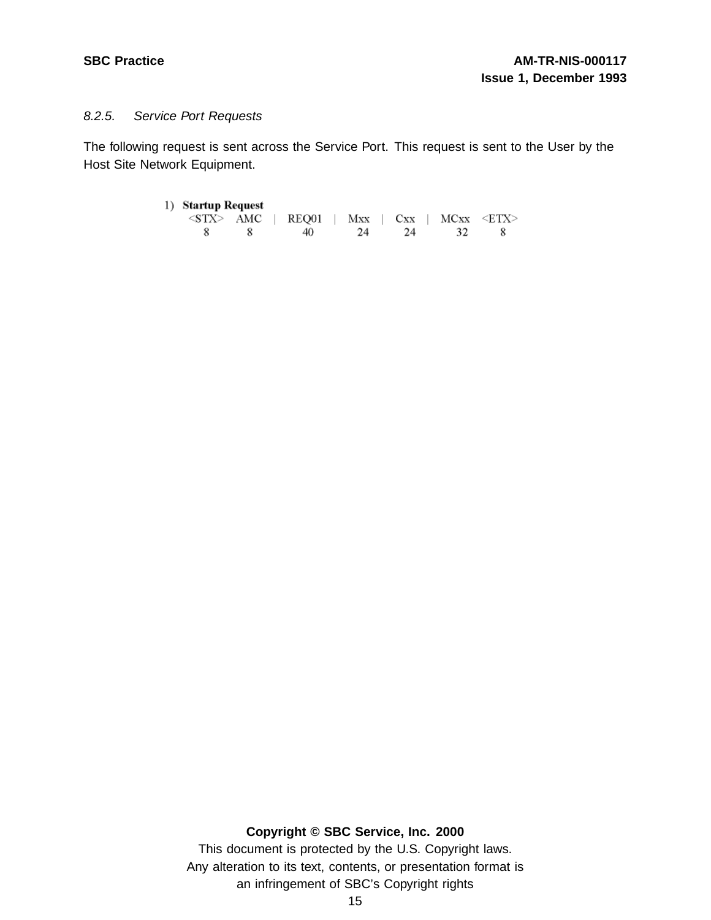*8.2.5. Service Port Requests*

The following request is sent across the Service Port. This request is sent to the User by the Host Site Network Equipment.

1) **Startup Request**

| | | | | | | | | | | |
|---|---|---|---|---|---|---|---|---|---|---|
| <STX> | AMC | \| | REQ01 | \| | Mxx | \| | Cxx | \| | MCxx | <ETX> |
| 8 | 8 | | 40 | | 24 | | 24 | | 32 | 8 |

**Copyright © SBC Service, Inc. 2000**

This document is protected by the U.S. Copyright laws.
Any alteration to its text, contents, or presentation format is an infringement of SBC's Copyright rights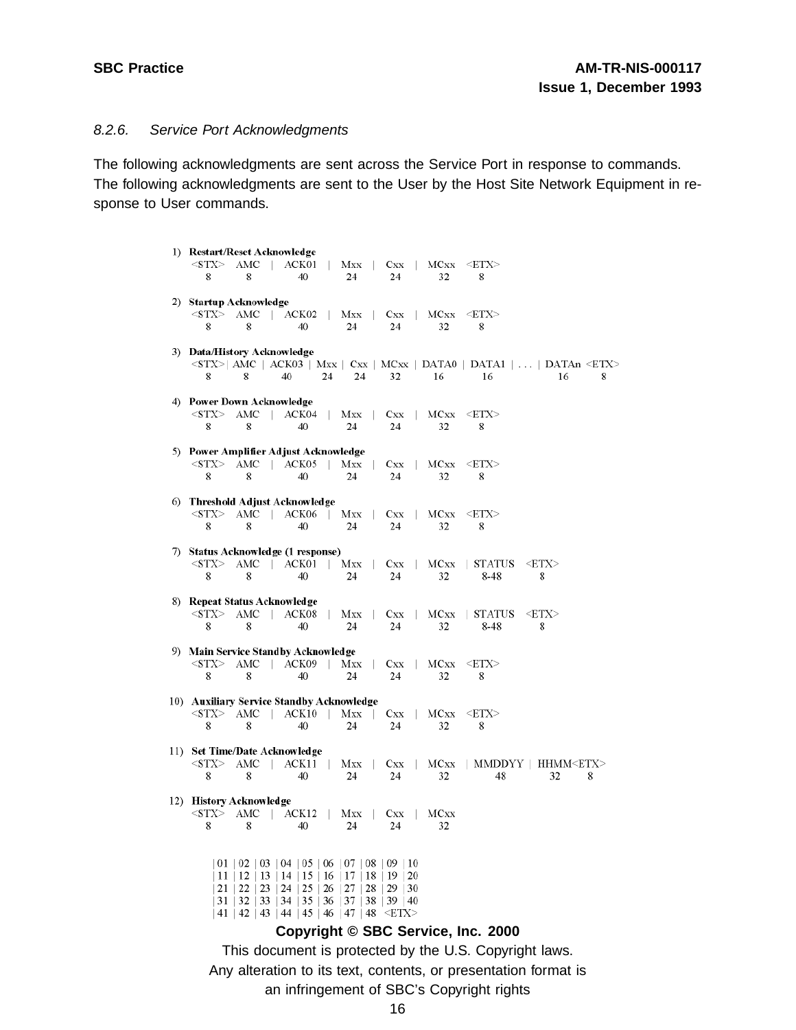*8.2.6. Service Port Acknowledgments*

The following acknowledgments are sent across the Service Port in response to commands. The following acknowledgments are sent to the User by the Host Site Network Equipment in response to User commands.

1) **Restart/Reset Acknowledge**

```
<STX>  AMC  |  ACK01  |  Mxx  |  Cxx  |  MCxx  <ETX>
  8     8       40       24      24      32      8
```

2) **Startup Acknowledge**

```
<STX>  AMC  |  ACK02  |  Mxx  |  Cxx  |  MCxx  <ETX>
  8     8       40       24      24      32      8
```

3) **Data/History Acknowledge**

```
<STX>| AMC | ACK03 | Mxx | Cxx | MCxx | DATA0 | DATA1 | . . . | DATAn <ETX>
  8     8     40     24    24    32     16      16              16     8
```

4) **Power Down Acknowledge**

```
<STX>  AMC  |  ACK04  |  Mxx  |  Cxx  |  MCxx  <ETX>
  8     8       40       24      24      32      8
```

5) **Power Amplifier Adjust Acknowledge**

```
<STX>  AMC  |  ACK05  |  Mxx  |  Cxx  |  MCxx  <ETX>
  8     8       40       24      24      32      8
```

6) **Threshold Adjust Acknowledge**

```
<STX>  AMC  |  ACK06  |  Mxx  |  Cxx  |  MCxx  <ETX>
  8     8       40       24      24      32      8
```

7) **Status Acknowledge (1 response)**

```
<STX>  AMC  |  ACK01  |  Mxx  |  Cxx  |  MCxx  | STATUS  <ETX>
  8     8       40       24      24      32      8-48      8
```

8) **Repeat Status Acknowledge**

```
<STX>  AMC  |  ACK08  |  Mxx  |  Cxx  |  MCxx  | STATUS  <ETX>
  8     8       40       24      24      32      8-48      8
```

9) **Main Service Standby Acknowledge**

```
<STX>  AMC  |  ACK09  |  Mxx  |  Cxx  |  MCxx  <ETX>
  8     8       40       24      24      32      8
```

10) **Auxiliary Service Standby Acknowledge**

```
<STX>  AMC  |  ACK10  |  Mxx  |  Cxx  |  MCxx  <ETX>
  8     8       40       24      24      32      8
```

11) **Set Time/Date Acknowledge**

```
<STX>  AMC  |  ACK11  |  Mxx  |  Cxx  |  MCxx  | MMDDYY | HHMM<ETX>
  8     8       40       24      24      32       48       32    8
```

12) **History Acknowledge**

```
<STX>  AMC  |  ACK12  |  Mxx  |  Cxx  |  MCxx
  8     8       40       24      24      32

| 01 | 02 | 03 | 04 | 05 | 06 | 07 | 08 | 09 | 10
| 11 | 12 | 13 | 14 | 15 | 16 | 17 | 18 | 19 | 20
| 21 | 22 | 23 | 24 | 25 | 26 | 27 | 28 | 29 | 30
| 31 | 32 | 33 | 34 | 35 | 36 | 37 | 38 | 39 | 40
| 41 | 42 | 43 | 44 | 45 | 46 | 47 | 48  <ETX>
```

**Copyright © SBC Service, Inc. 2000**

This document is protected by the U.S. Copyright laws.
Any alteration to its text, contents, or presentation format is
an infringement of SBC's Copyright rights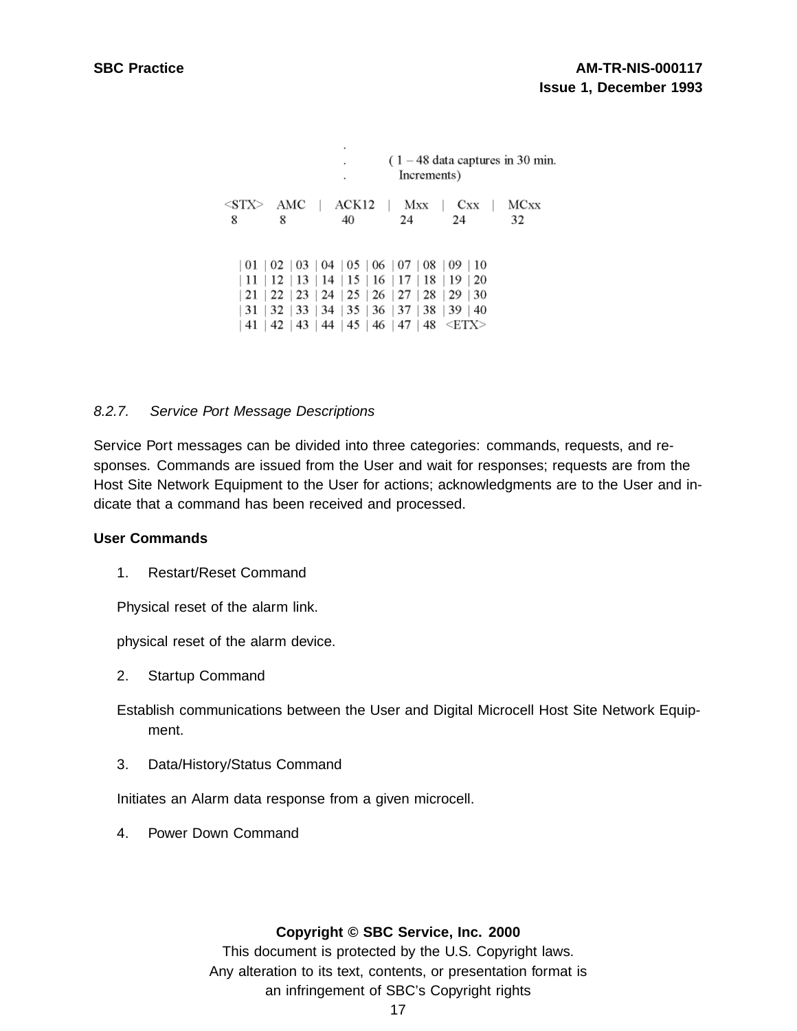.
.          ( 1 – 48 data captures in 30 min.
.            Increments)

```
<STX>   AMC   |   ACK12   |   Mxx   |   Cxx   |   MCxx
 8       8          40          24        24        32

   | 01  | 02  | 03  | 04  | 05  | 06  | 07  | 08  | 09  | 10
   | 11  | 12  | 13  | 14  | 15  | 16  | 17  | 18  | 19  | 20
   | 21  | 22  | 23  | 24  | 25  | 26  | 27  | 28  | 29  | 30
   | 31  | 32  | 33  | 34  | 35  | 36  | 37  | 38  | 39  | 40
   | 41  | 42  | 43  | 44  | 45  | 46  | 47  | 48  <ETX>
```

*8.2.7. Service Port Message Descriptions*

Service Port messages can be divided into three categories: commands, requests, and responses. Commands are issued from the User and wait for responses; requests are from the Host Site Network Equipment to the User for actions; acknowledgments are to the User and indicate that a command has been received and processed.

**User Commands**

1. Restart/Reset Command

   Physical reset of the alarm link.

   physical reset of the alarm device.

2. Startup Command

   Establish communications between the User and Digital Microcell Host Site Network Equipment.

3. Data/History/Status Command

   Initiates an Alarm data response from a given microcell.

4. Power Down Command

**Copyright © SBC Service, Inc. 2000**
This document is protected by the U.S. Copyright laws.
Any alteration to its text, contents, or presentation format is
an infringement of SBC's Copyright rights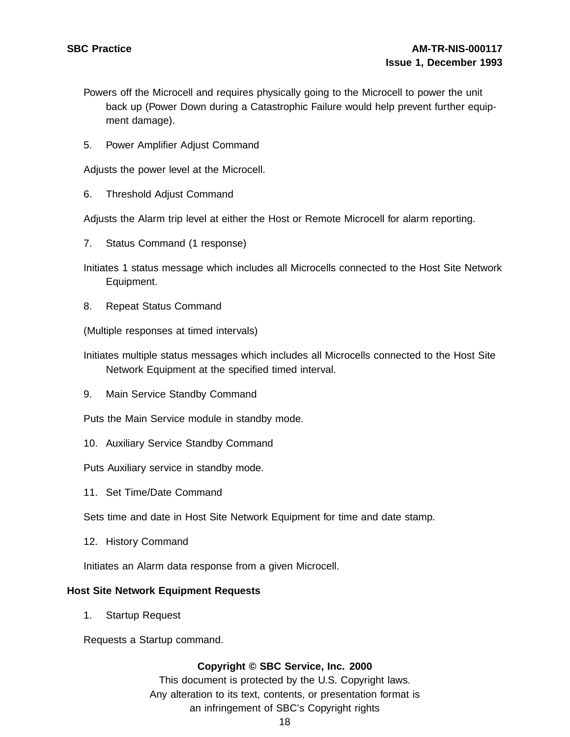Powers off the Microcell and requires physically going to the Microcell to power the unit back up (Power Down during a Catastrophic Failure would help prevent further equipment damage).

5. Power Amplifier Adjust Command

Adjusts the power level at the Microcell.

6. Threshold Adjust Command

Adjusts the Alarm trip level at either the Host or Remote Microcell for alarm reporting.

7. Status Command (1 response)

Initiates 1 status message which includes all Microcells connected to the Host Site Network Equipment.

8. Repeat Status Command

(Multiple responses at timed intervals)

Initiates multiple status messages which includes all Microcells connected to the Host Site Network Equipment at the specified timed interval.

9. Main Service Standby Command

Puts the Main Service module in standby mode.

10. Auxiliary Service Standby Command

Puts Auxiliary service in standby mode.

11. Set Time/Date Command

Sets time and date in Host Site Network Equipment for time and date stamp.

12. History Command

Initiates an Alarm data response from a given Microcell.

**Host Site Network Equipment Requests**

1. Startup Request

Requests a Startup command.

**Copyright © SBC Service, Inc. 2000**

This document is protected by the U.S. Copyright laws.
Any alteration to its text, contents, or presentation format is
an infringement of SBC's Copyright rights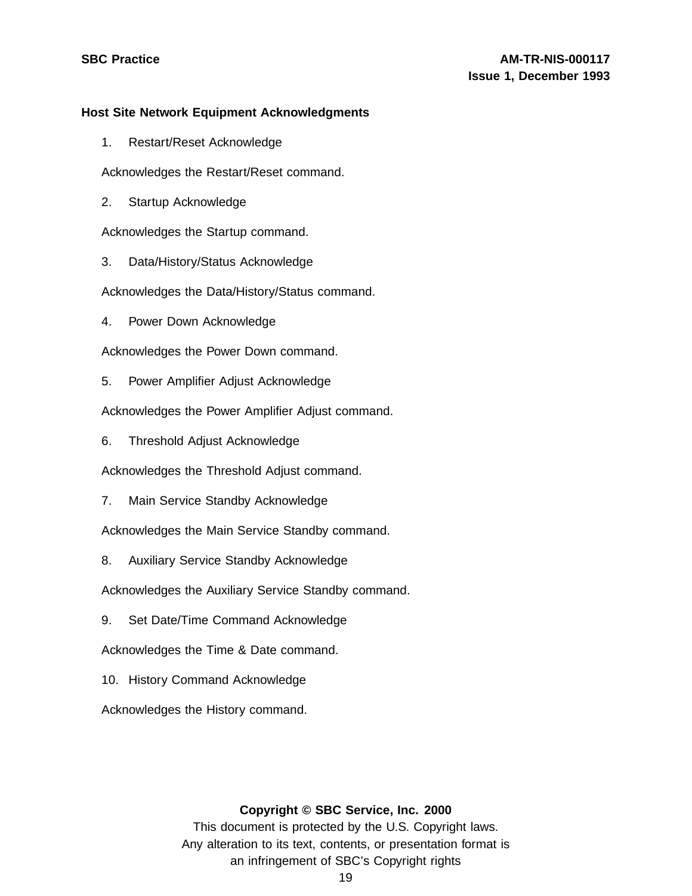**Host Site Network Equipment Acknowledgments**

1. Restart/Reset Acknowledge

   Acknowledges the Restart/Reset command.

2. Startup Acknowledge

   Acknowledges the Startup command.

3. Data/History/Status Acknowledge

   Acknowledges the Data/History/Status command.

4. Power Down Acknowledge

   Acknowledges the Power Down command.

5. Power Amplifier Adjust Acknowledge

   Acknowledges the Power Amplifier Adjust command.

6. Threshold Adjust Acknowledge

   Acknowledges the Threshold Adjust command.

7. Main Service Standby Acknowledge

   Acknowledges the Main Service Standby command.

8. Auxiliary Service Standby Acknowledge

   Acknowledges the Auxiliary Service Standby command.

9. Set Date/Time Command Acknowledge

   Acknowledges the Time & Date command.

10. History Command Acknowledge

    Acknowledges the History command.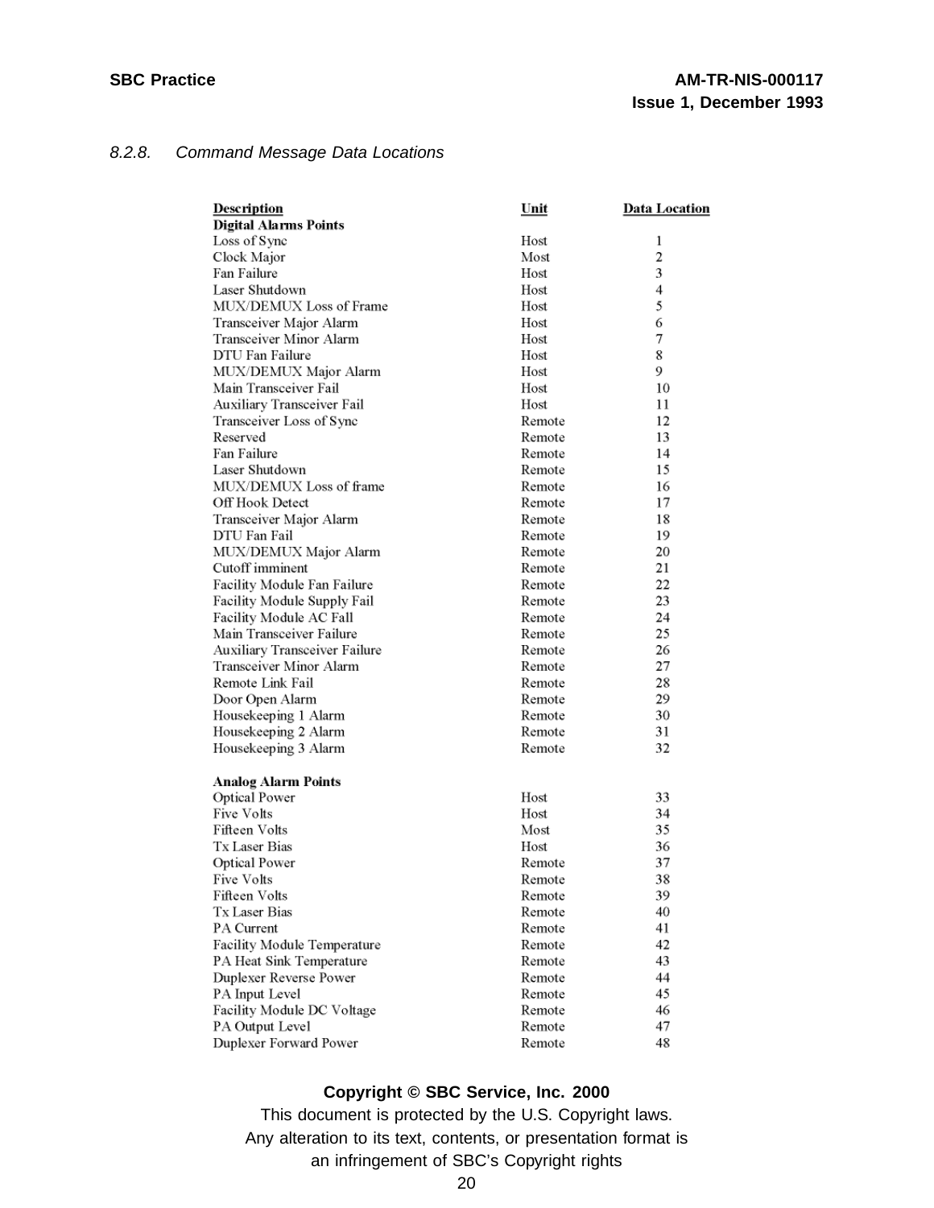*8.2.8. Command Message Data Locations*

| Description | Unit | Data Location |
|---|---|---|
| **Digital Alarms Points** | | |
| Loss of Sync | Host | 1 |
| Clock Major | Most | 2 |
| Fan Failure | Host | 3 |
| Laser Shutdown | Host | 4 |
| MUX/DEMUX Loss of Frame | Host | 5 |
| Transceiver Major Alarm | Host | 6 |
| Transceiver Minor Alarm | Host | 7 |
| DTU Fan Failure | Host | 8 |
| MUX/DEMUX Major Alarm | Host | 9 |
| Main Transceiver Fail | Host | 10 |
| Auxiliary Transceiver Fail | Host | 11 |
| Transceiver Loss of Sync | Remote | 12 |
| Reserved | Remote | 13 |
| Fan Failure | Remote | 14 |
| Laser Shutdown | Remote | 15 |
| MUX/DEMUX Loss of frame | Remote | 16 |
| Off Hook Detect | Remote | 17 |
| Transceiver Major Alarm | Remote | 18 |
| DTU Fan Fail | Remote | 19 |
| MUX/DEMUX Major Alarm | Remote | 20 |
| Cutoff imminent | Remote | 21 |
| Facility Module Fan Failure | Remote | 22 |
| Facility Module Supply Fail | Remote | 23 |
| Facility Module AC Fall | Remote | 24 |
| Main Transceiver Failure | Remote | 25 |
| Auxiliary Transceiver Failure | Remote | 26 |
| Transceiver Minor Alarm | Remote | 27 |
| Remote Link Fail | Remote | 28 |
| Door Open Alarm | Remote | 29 |
| Housekeeping 1 Alarm | Remote | 30 |
| Housekeeping 2 Alarm | Remote | 31 |
| Housekeeping 3 Alarm | Remote | 32 |
| **Analog Alarm Points** | | |
| Optical Power | Host | 33 |
| Five Volts | Host | 34 |
| Fifteen Volts | Most | 35 |
| Tx Laser Bias | Host | 36 |
| Optical Power | Remote | 37 |
| Five Volts | Remote | 38 |
| Fifteen Volts | Remote | 39 |
| Tx Laser Bias | Remote | 40 |
| PA Current | Remote | 41 |
| Facility Module Temperature | Remote | 42 |
| PA Heat Sink Temperature | Remote | 43 |
| Duplexer Reverse Power | Remote | 44 |
| PA Input Level | Remote | 45 |
| Facility Module DC Voltage | Remote | 46 |
| PA Output Level | Remote | 47 |
| Duplexer Forward Power | Remote | 48 |

**Copyright © SBC Service, Inc. 2000**

This document is protected by the U.S. Copyright laws.
Any alteration to its text, contents, or presentation format is
an infringement of SBC's Copyright rights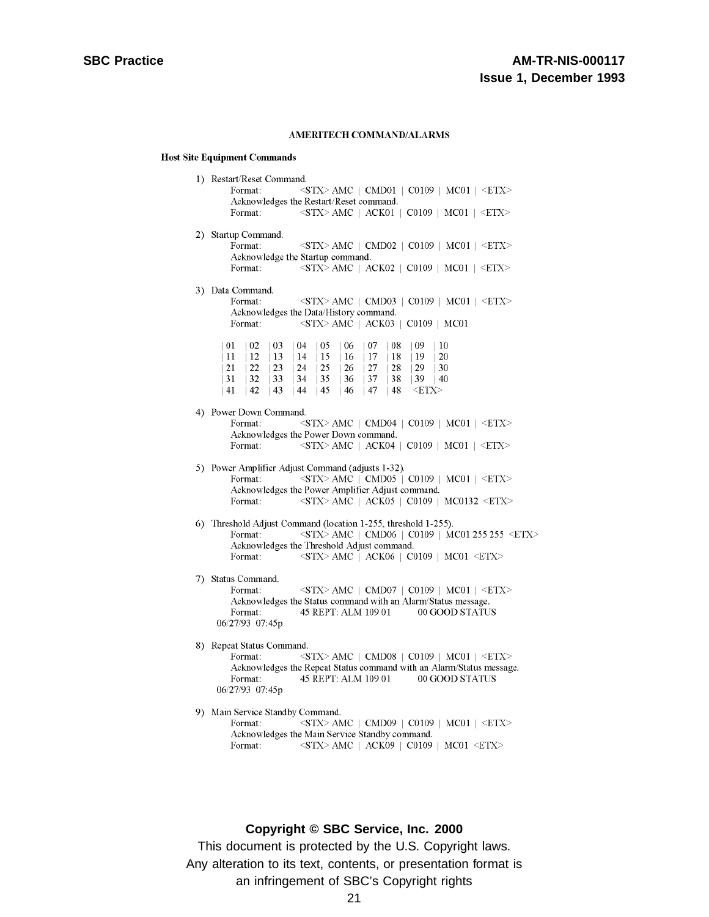## AMERITECH COMMAND/ALARMS

### Host Site Equipment Commands

1) Restart/Reset Command.
   Format: <STX> AMC | CMD01 | C0109 | MC01 | <ETX>
   Acknowledges the Restart/Reset command.
   Format: <STX> AMC | ACK01 | C0109 | MC01 | <ETX>

2) Startup Command.
   Format: <STX> AMC | CMD02 | C0109 | MC01 | <ETX>
   Acknowledge the Startup command.
   Format: <STX> AMC | ACK02 | C0109 | MC01 | <ETX>

3) Data Command.
   Format: <STX> AMC | CMD03 | C0109 | MC01 | <ETX>
   Acknowledges the Data/History command.
   Format: <STX> AMC | ACK03 | C0109 | MC01

```
| 01  | 02  | 03  | 04  | 05  | 06  | 07  | 08  | 09  | 10
| 11  | 12  | 13  | 14  | 15  | 16  | 17  | 18  | 19  | 20
| 21  | 22  | 23  | 24  | 25  | 26  | 27  | 28  | 29  | 30
| 31  | 32  | 33  | 34  | 35  | 36  | 37  | 38  | 39  | 40
| 41  | 42  | 43  | 44  | 45  | 46  | 47  | 48  <ETX>
```

4) Power Down Command.
   Format: <STX> AMC | CMD04 | C0109 | MC01 | <ETX>
   Acknowledges the Power Down command.
   Format: <STX> AMC | ACK04 | C0109 | MC01 | <ETX>

5) Power Amplifier Adjust Command (adjusts 1-32).
   Format: <STX> AMC | CMD05 | C0109 | MC01 | <ETX>
   Acknowledges the Power Amplifier Adjust command.
   Format: <STX> AMC | ACK05 | C0109 | MC0132 <ETX>

6) Threshold Adjust Command (location 1-255, threshold 1-255).
   Format: <STX> AMC | CMD06 | C0109 | MC01 255 255 <ETX>
   Acknowledges the Threshold Adjust command.
   Format: <STX> AMC | ACK06 | C0109 | MC01 <ETX>

7) Status Command.
   Format: <STX> AMC | CMD07 | C0109 | MC01 | <ETX>
   Acknowledges the Status command with an Alarm/Status message.
   Format: 45 REPT: ALM 109 01 00 GOOD STATUS
   06/27/93 07:45p

8) Repeat Status Command.
   Format: <STX> AMC | CMD08 | C0109 | MC01 | <ETX>
   Acknowledges the Repeat Status command with an Alarm/Status message.
   Format: 45 REPT: ALM 109 01 00 GOOD STATUS
   06/27/93 07:45p

9) Main Service Standby Command.
   Format: <STX> AMC | CMD09 | C0109 | MC01 | <ETX>
   Acknowledges the Main Service Standby command.
   Format: <STX> AMC | ACK09 | C0109 | MC01 <ETX>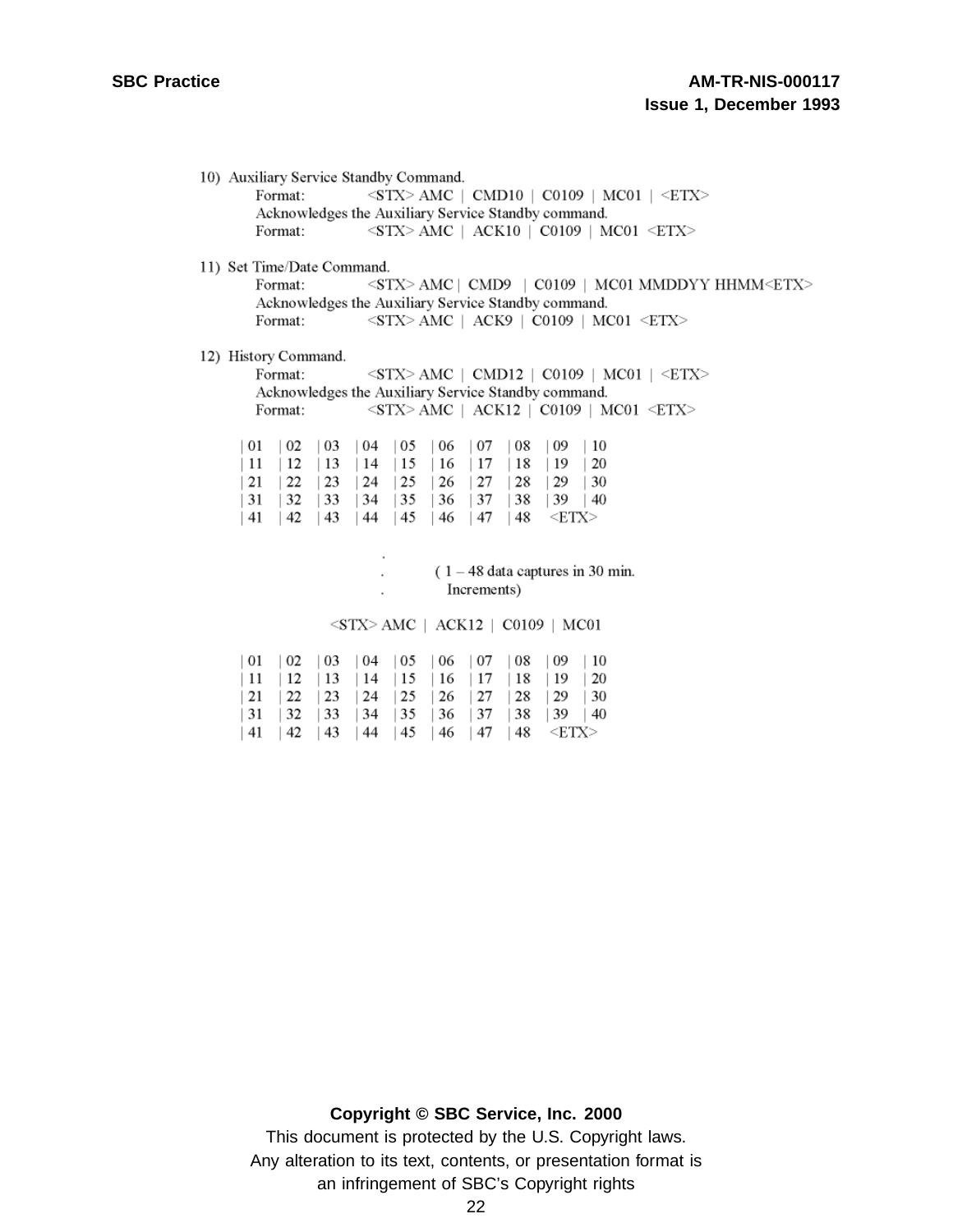10) Auxiliary Service Standby Command.

Format: <STX> AMC | CMD10 | C0109 | MC01 | <ETX>

Acknowledges the Auxiliary Service Standby command.

Format: <STX> AMC | ACK10 | C0109 | MC01 <ETX>

11) Set Time/Date Command.

Format: <STX> AMC | CMD9 | C0109 | MC01 MMDDYY HHMM<ETX>

Acknowledges the Auxiliary Service Standby command.

Format: <STX> AMC | ACK9 | C0109 | MC01 <ETX>

12) History Command.

Format: <STX> AMC | CMD12 | C0109 | MC01 | <ETX>

Acknowledges the Auxiliary Service Standby command.

Format: <STX> AMC | ACK12 | C0109 | MC01 <ETX>

```
| 01   | 02   | 03   | 04   | 05   | 06   | 07   | 08   | 09   | 10
| 11   | 12   | 13   | 14   | 15   | 16   | 17   | 18   | 19   | 20
| 21   | 22   | 23   | 24   | 25   | 26   | 27   | 28   | 29   | 30
| 31   | 32   | 33   | 34   | 35   | 36   | 37   | 38   | 39   | 40
| 41   | 42   | 43   | 44   | 45   | 46   | 47   | 48   <ETX>
```

.
.  ( 1 – 48 data captures in 30 min. Increments)
.

<STX> AMC | ACK12 | C0109 | MC01

```
| 01   | 02   | 03   | 04   | 05   | 06   | 07   | 08   | 09   | 10
| 11   | 12   | 13   | 14   | 15   | 16   | 17   | 18   | 19   | 20
| 21   | 22   | 23   | 24   | 25   | 26   | 27   | 28   | 29   | 30
| 31   | 32   | 33   | 34   | 35   | 36   | 37   | 38   | 39   | 40
| 41   | 42   | 43   | 44   | 45   | 46   | 47   | 48   <ETX>
```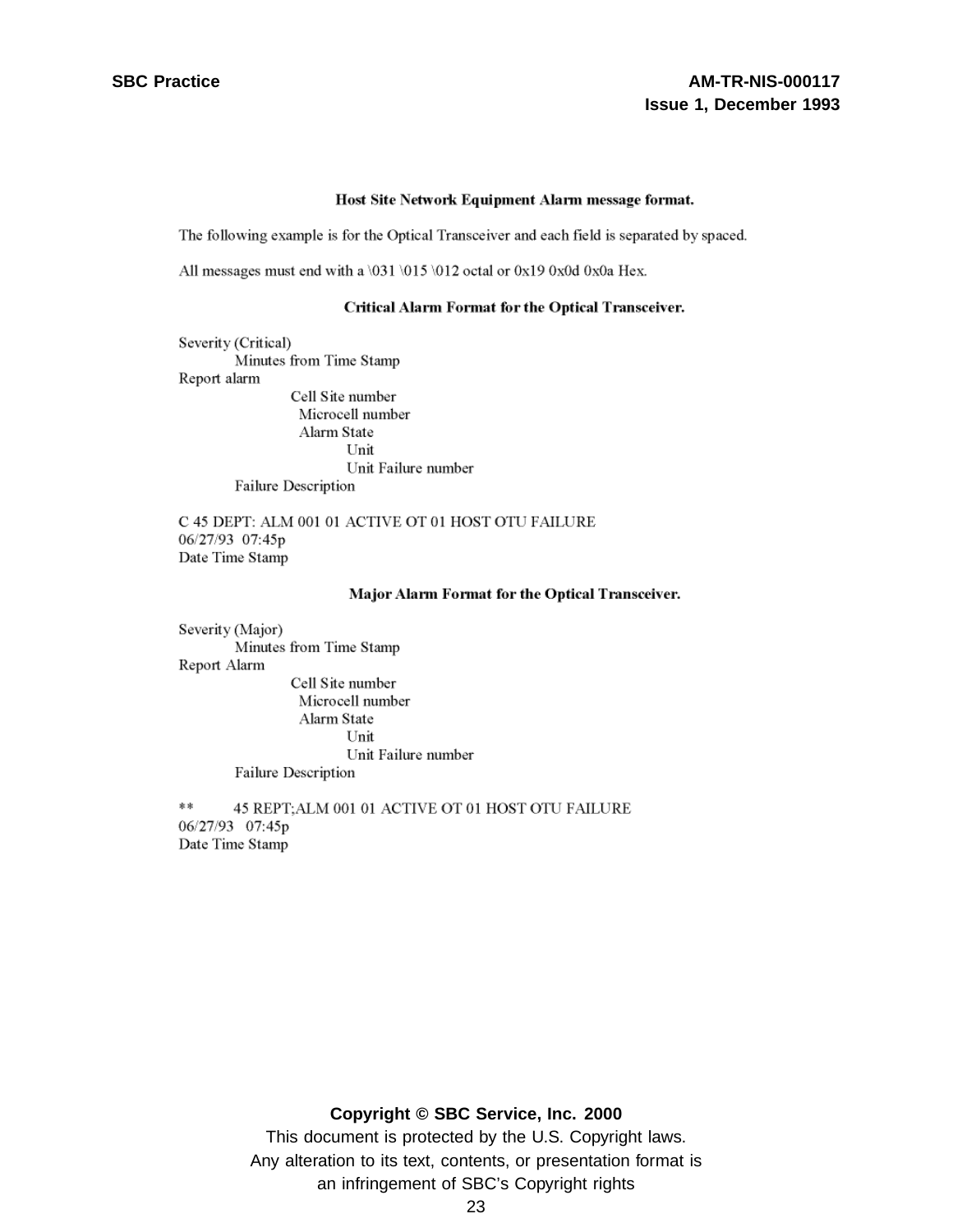### Host Site Network Equipment Alarm message format.

The following example is for the Optical Transceiver and each field is separated by spaced.

All messages must end with a \031 \015 \012 octal or 0x19 0x0d 0x0a Hex.

### Critical Alarm Format for the Optical Transceiver.

```
Severity (Critical)
        Minutes from Time Stamp
Report alarm
                Cell Site number
                  Microcell number
                  Alarm State
                        Unit
                        Unit Failure number
        Failure Description

C 45 DEPT: ALM 001 01 ACTIVE OT 01 HOST OTU FAILURE
06/27/93  07:45p
Date Time Stamp
```

### Major Alarm Format for the Optical Transceiver.

```
Severity (Major)
        Minutes from Time Stamp
Report Alarm
                Cell Site number
                  Microcell number
                  Alarm State
                        Unit
                        Unit Failure number
        Failure Description

**      45 REPT;ALM 001 01 ACTIVE OT 01 HOST OTU FAILURE
06/27/93   07:45p
Date Time Stamp
```

**Copyright © SBC Service, Inc. 2000**

This document is protected by the U.S. Copyright laws.
Any alteration to its text, contents, or presentation format is
an infringement of SBC's Copyright rights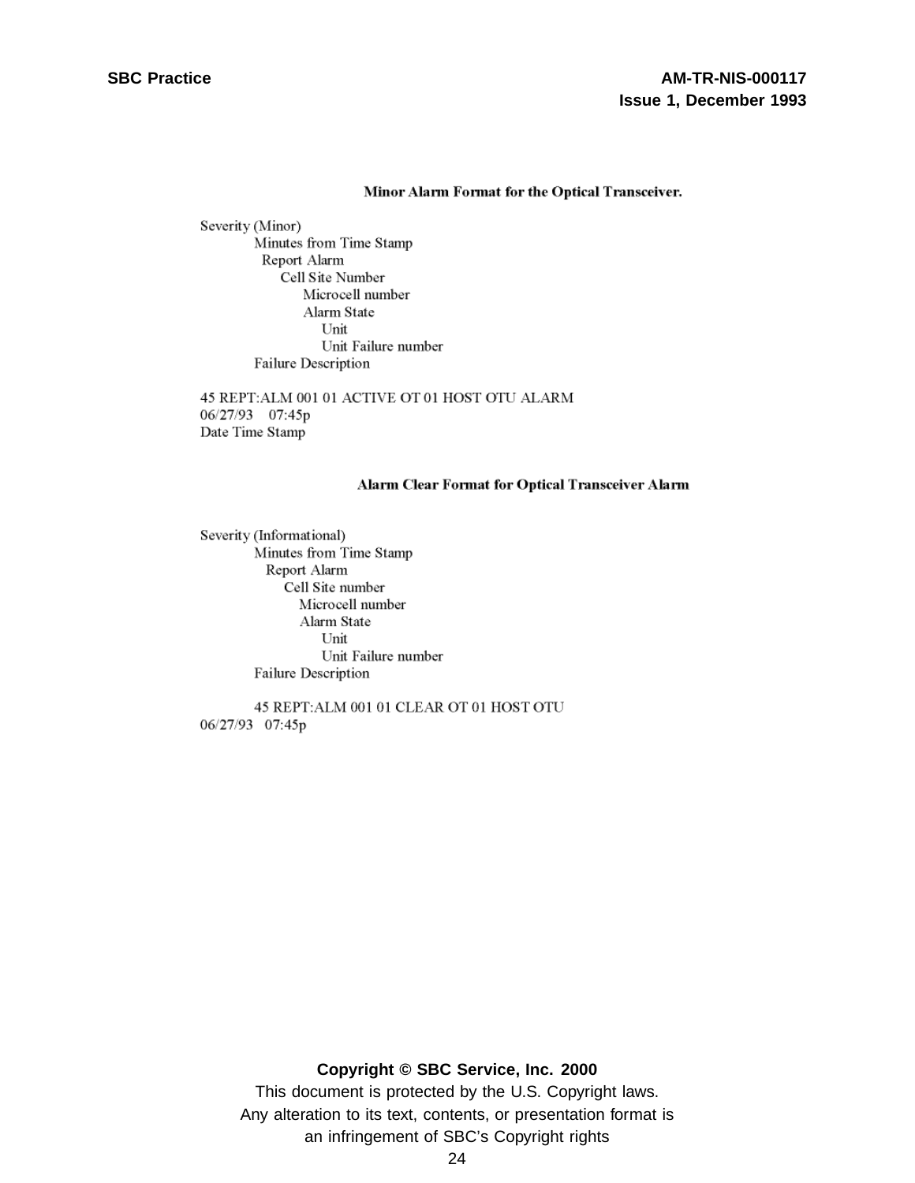**Minor Alarm Format for the Optical Transceiver.**

Severity (Minor)
 Minutes from Time Stamp
  Report Alarm
   Cell Site Number
    Microcell number
    Alarm State
     Unit
     Unit Failure number
 Failure Description

45 REPT:ALM 001 01 ACTIVE OT 01 HOST OTU ALARM
06/27/93 07:45p
Date Time Stamp

**Alarm Clear Format for Optical Transceiver Alarm**

Severity (Informational)
 Minutes from Time Stamp
  Report Alarm
   Cell Site number
    Microcell number
    Alarm State
     Unit
     Unit Failure number
 Failure Description

45 REPT:ALM 001 01 CLEAR OT 01 HOST OTU
06/27/93 07:45p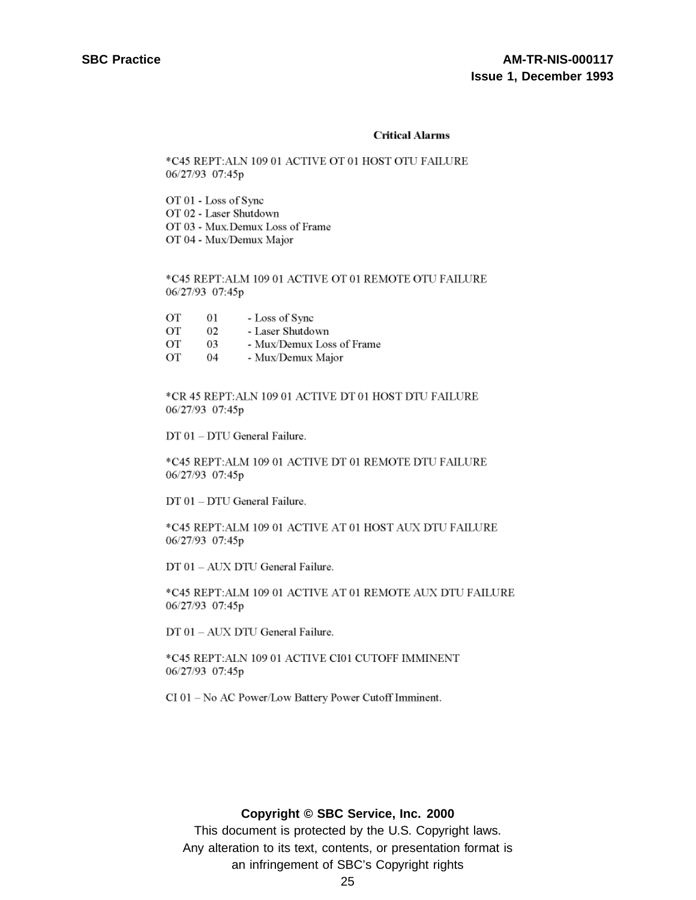**Critical Alarms**

*C45 REPT:ALN 109 01 ACTIVE OT 01 HOST OTU FAILURE
06/27/93 07:45p

OT 01 - Loss of Sync
OT 02 - Laser Shutdown
OT 03 - Mux.Demux Loss of Frame
OT 04 - Mux/Demux Major

*C45 REPT:ALM 109 01 ACTIVE OT 01 REMOTE OTU FAILURE
06/27/93 07:45p

| | | |
|---|---|---|
| OT | 01 | - Loss of Sync |
| OT | 02 | - Laser Shutdown |
| OT | 03 | - Mux/Demux Loss of Frame |
| OT | 04 | - Mux/Demux Major |

*CR 45 REPT:ALN 109 01 ACTIVE DT 01 HOST DTU FAILURE
06/27/93 07:45p

DT 01 – DTU General Failure.

*C45 REPT:ALM 109 01 ACTIVE DT 01 REMOTE DTU FAILURE
06/27/93 07:45p

DT 01 – DTU General Failure.

*C45 REPT:ALM 109 01 ACTIVE AT 01 HOST AUX DTU FAILURE
06/27/93 07:45p

DT 01 – AUX DTU General Failure.

*C45 REPT:ALM 109 01 ACTIVE AT 01 REMOTE AUX DTU FAILURE
06/27/93 07:45p

DT 01 – AUX DTU General Failure.

*C45 REPT:ALN 109 01 ACTIVE CI01 CUTOFF IMMINENT
06/27/93 07:45p

CI 01 – No AC Power/Low Battery Power Cutoff Imminent.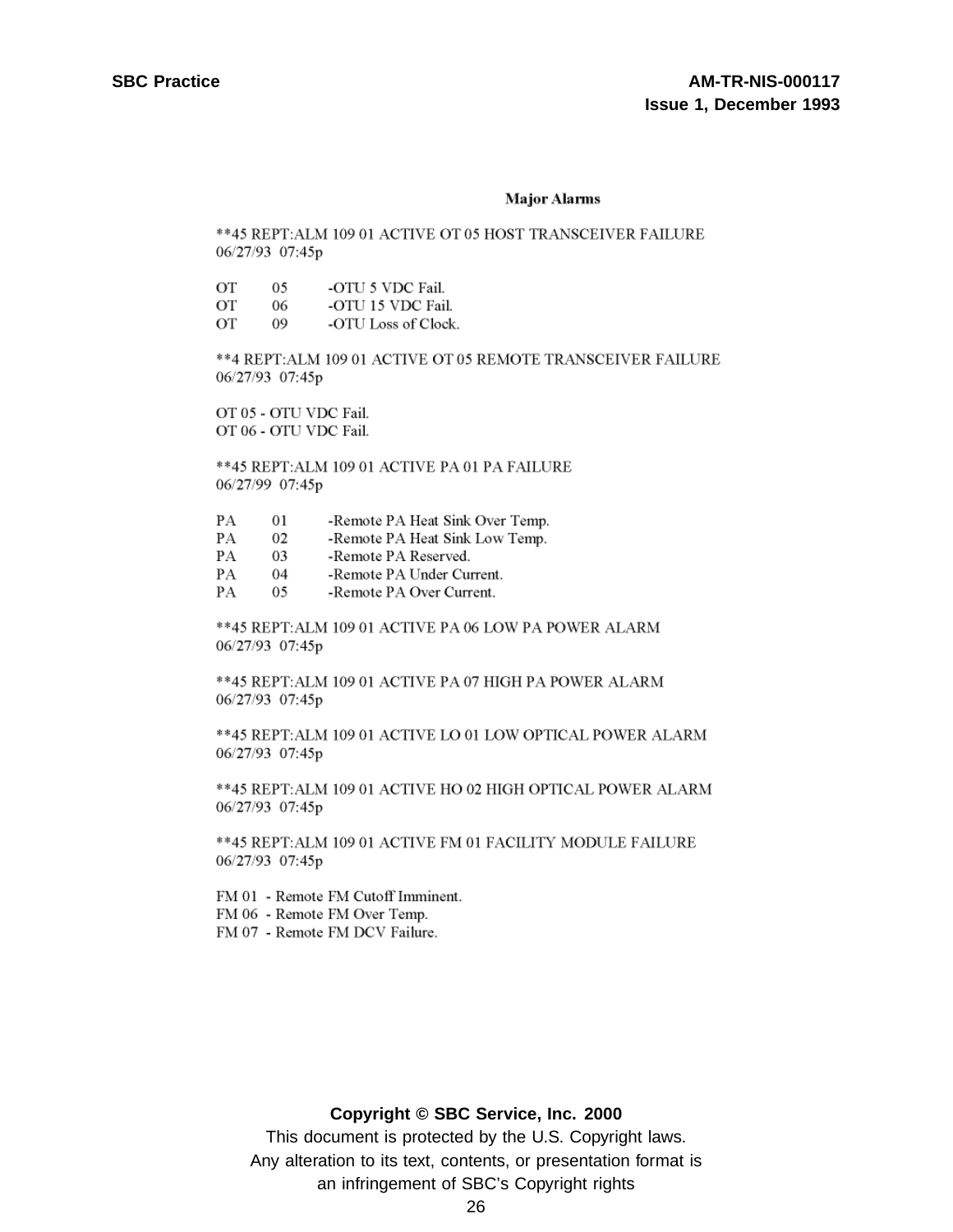## Major Alarms

**45 REPT:ALM 109 01 ACTIVE OT 05 HOST TRANSCEIVER FAILURE
06/27/93 07:45p

| | | |
|---|---|---|
| OT | 05 | -OTU 5 VDC Fail. |
| OT | 06 | -OTU 15 VDC Fail. |
| OT | 09 | -OTU Loss of Clock. |

**4 REPT:ALM 109 01 ACTIVE OT 05 REMOTE TRANSCEIVER FAILURE
06/27/93 07:45p

OT 05 - OTU VDC Fail.
OT 06 - OTU VDC Fail.

**45 REPT:ALM 109 01 ACTIVE PA 01 PA FAILURE
06/27/99 07:45p

| | | |
|---|---|---|
| PA | 01 | -Remote PA Heat Sink Over Temp. |
| PA | 02 | -Remote PA Heat Sink Low Temp. |
| PA | 03 | -Remote PA Reserved. |
| PA | 04 | -Remote PA Under Current. |
| PA | 05 | -Remote PA Over Current. |

**45 REPT:ALM 109 01 ACTIVE PA 06 LOW PA POWER ALARM
06/27/93 07:45p

**45 REPT:ALM 109 01 ACTIVE PA 07 HIGH PA POWER ALARM
06/27/93 07:45p

**45 REPT:ALM 109 01 ACTIVE LO 01 LOW OPTICAL POWER ALARM
06/27/93 07:45p

**45 REPT:ALM 109 01 ACTIVE HO 02 HIGH OPTICAL POWER ALARM
06/27/93 07:45p

**45 REPT:ALM 109 01 ACTIVE FM 01 FACILITY MODULE FAILURE
06/27/93 07:45p

FM 01 - Remote FM Cutoff Imminent.
FM 06 - Remote FM Over Temp.
FM 07 - Remote FM DCV Failure.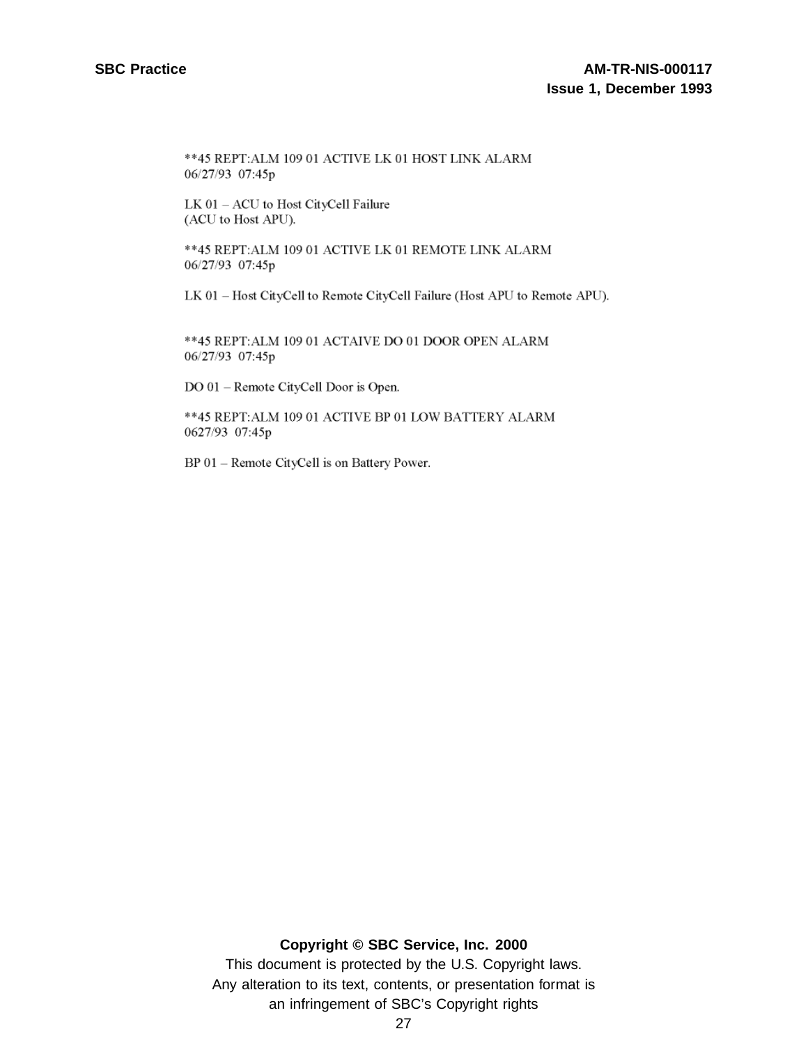**45 REPT:ALM 109 01 ACTIVE LK 01 HOST LINK ALARM
06/27/93 07:45p

LK 01 – ACU to Host CityCell Failure
(ACU to Host APU).

**45 REPT:ALM 109 01 ACTIVE LK 01 REMOTE LINK ALARM
06/27/93 07:45p

LK 01 – Host CityCell to Remote CityCell Failure (Host APU to Remote APU).

**45 REPT:ALM 109 01 ACTAIVE DO 01 DOOR OPEN ALARM
06/27/93 07:45p

DO 01 – Remote CityCell Door is Open.

**45 REPT:ALM 109 01 ACTIVE BP 01 LOW BATTERY ALARM
0627/93 07:45p

BP 01 – Remote CityCell is on Battery Power.

**Copyright © SBC Service, Inc. 2000**

This document is protected by the U.S. Copyright laws.
Any alteration to its text, contents, or presentation format is
an infringement of SBC's Copyright rights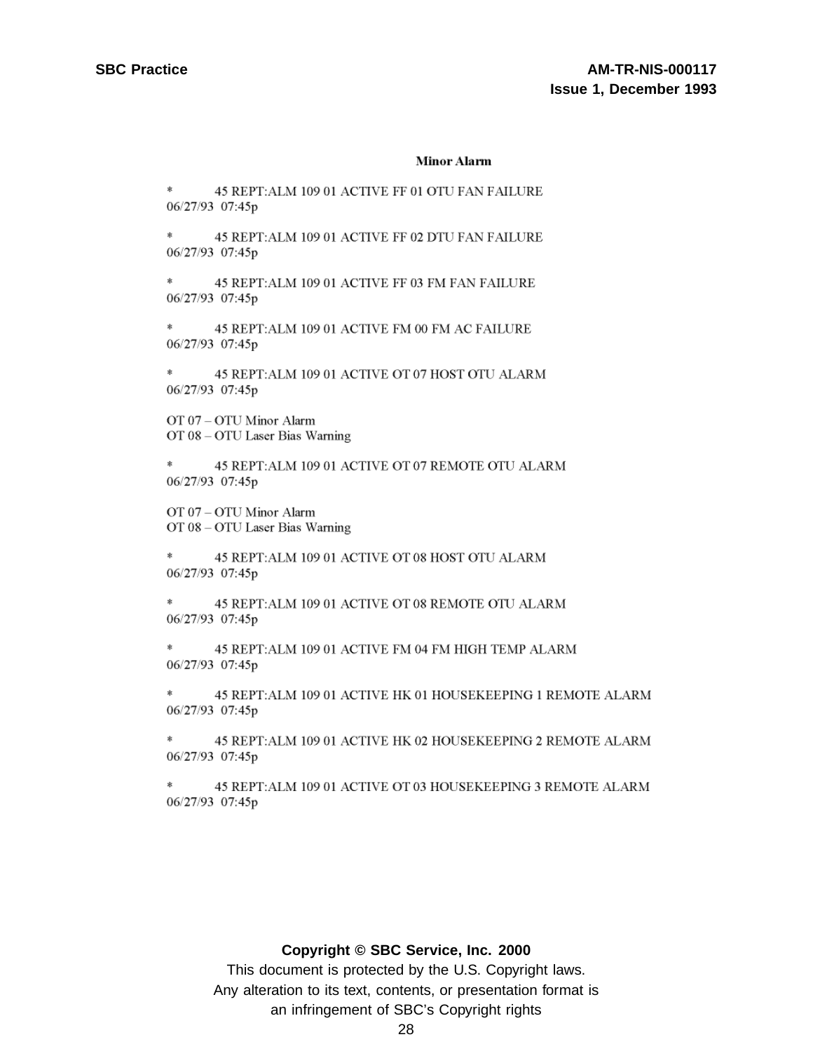**Minor Alarm**

```
*       45 REPT:ALM 109 01 ACTIVE FF 01 OTU FAN FAILURE
06/27/93  07:45p

*       45 REPT:ALM 109 01 ACTIVE FF 02 DTU FAN FAILURE
06/27/93  07:45p

*       45 REPT:ALM 109 01 ACTIVE FF 03 FM FAN FAILURE
06/27/93  07:45p

*       45 REPT:ALM 109 01 ACTIVE FM 00 FM AC FAILURE
06/27/93  07:45p

*       45 REPT:ALM 109 01 ACTIVE OT 07 HOST OTU ALARM
06/27/93  07:45p
```

OT 07 – OTU Minor Alarm
OT 08 – OTU Laser Bias Warning

```
*       45 REPT:ALM 109 01 ACTIVE OT 07 REMOTE OTU ALARM
06/27/93  07:45p
```

OT 07 – OTU Minor Alarm
OT 08 – OTU Laser Bias Warning

```
*       45 REPT:ALM 109 01 ACTIVE OT 08 HOST OTU ALARM
06/27/93  07:45p

*       45 REPT:ALM 109 01 ACTIVE OT 08 REMOTE OTU ALARM
06/27/93  07:45p

*       45 REPT:ALM 109 01 ACTIVE FM 04 FM HIGH TEMP ALARM
06/27/93  07:45p

*       45 REPT:ALM 109 01 ACTIVE HK 01 HOUSEKEEPING 1 REMOTE ALARM
06/27/93  07:45p

*       45 REPT:ALM 109 01 ACTIVE HK 02 HOUSEKEEPING 2 REMOTE ALARM
06/27/93  07:45p

*       45 REPT:ALM 109 01 ACTIVE OT 03 HOUSEKEEPING 3 REMOTE ALARM
06/27/93  07:45p
```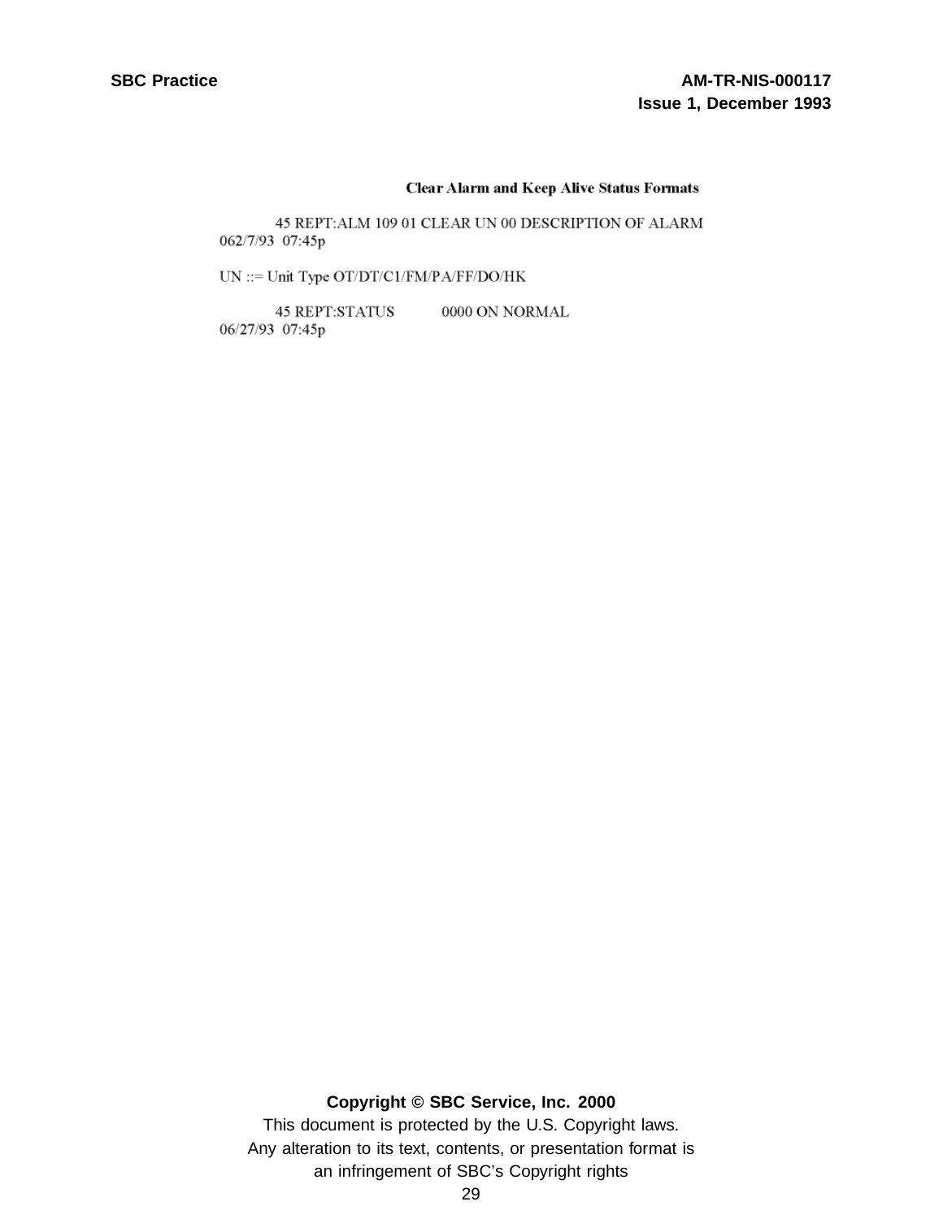**Clear Alarm and Keep Alive Status Formats**

```
        45 REPT:ALM 109 01 CLEAR UN 00 DESCRIPTION OF ALARM
062/7/93  07:45p

UN ::= Unit Type OT/DT/C1/FM/PA/FF/DO/HK

        45 REPT:STATUS          0000 ON NORMAL
06/27/93  07:45p
```

**Copyright © SBC Service, Inc. 2000**
This document is protected by the U.S. Copyright laws.
Any alteration to its text, contents, or presentation format is
an infringement of SBC's Copyright rights